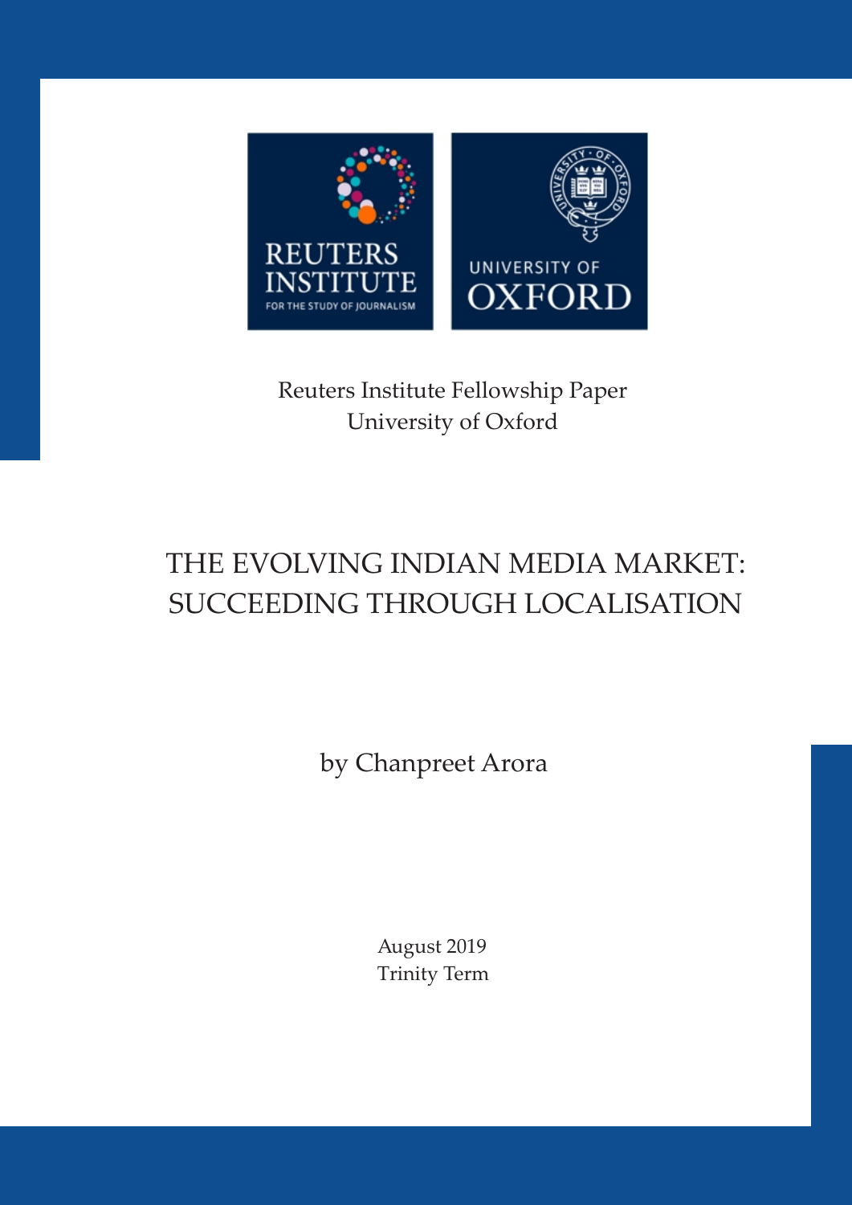REUTERS INSTITUTE FOR THE STUDY OF JOURNALISM

UNIVERSITY OF OXFORD

Reuters Institute Fellowship Paper
University of Oxford

# THE EVOLVING INDIAN MEDIA MARKET: SUCCEEDING THROUGH LOCALISATION

by Chanpreet Arora

August 2019
Trinity Term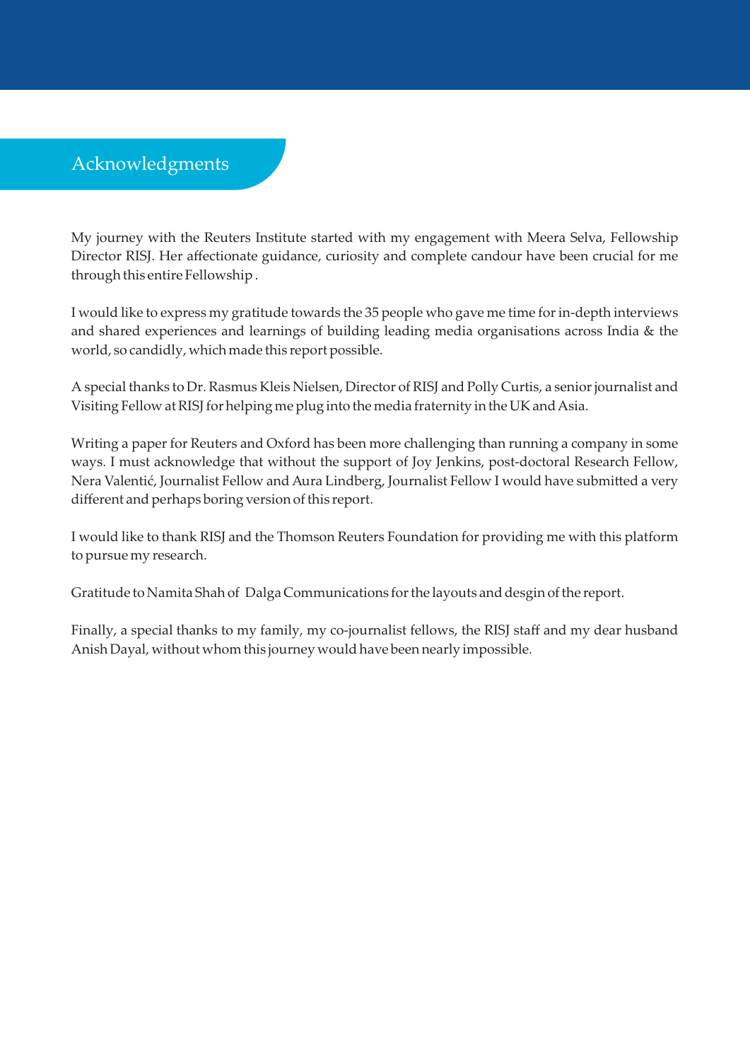## Acknowledgments

My journey with the Reuters Institute started with my engagement with Meera Selva, Fellowship Director RISJ. Her affectionate guidance, curiosity and complete candour have been crucial for me through this entire Fellowship .

I would like to express my gratitude towards the 35 people who gave me time for in-depth interviews and shared experiences and learnings of building leading media organisations across India & the world, so candidly, which made this report possible.

A special thanks to Dr. Rasmus Kleis Nielsen, Director of RISJ and Polly Curtis, a senior journalist and Visiting Fellow at RISJ for helping me plug into the media fraternity in the UK and Asia.

Writing a paper for Reuters and Oxford has been more challenging than running a company in some ways. I must acknowledge that without the support of Joy Jenkins, post-doctoral Research Fellow, Nera Valentić, Journalist Fellow and Aura Lindberg, Journalist Fellow I would have submitted a very different and perhaps boring version of this report.

I would like to thank RISJ and the Thomson Reuters Foundation for providing me with this platform to pursue my research.

Gratitude to Namita Shah of Dalga Communications for the layouts and desgin of the report.

Finally, a special thanks to my family, my co-journalist fellows, the RISJ staff and my dear husband Anish Dayal, without whom this journey would have been nearly impossible.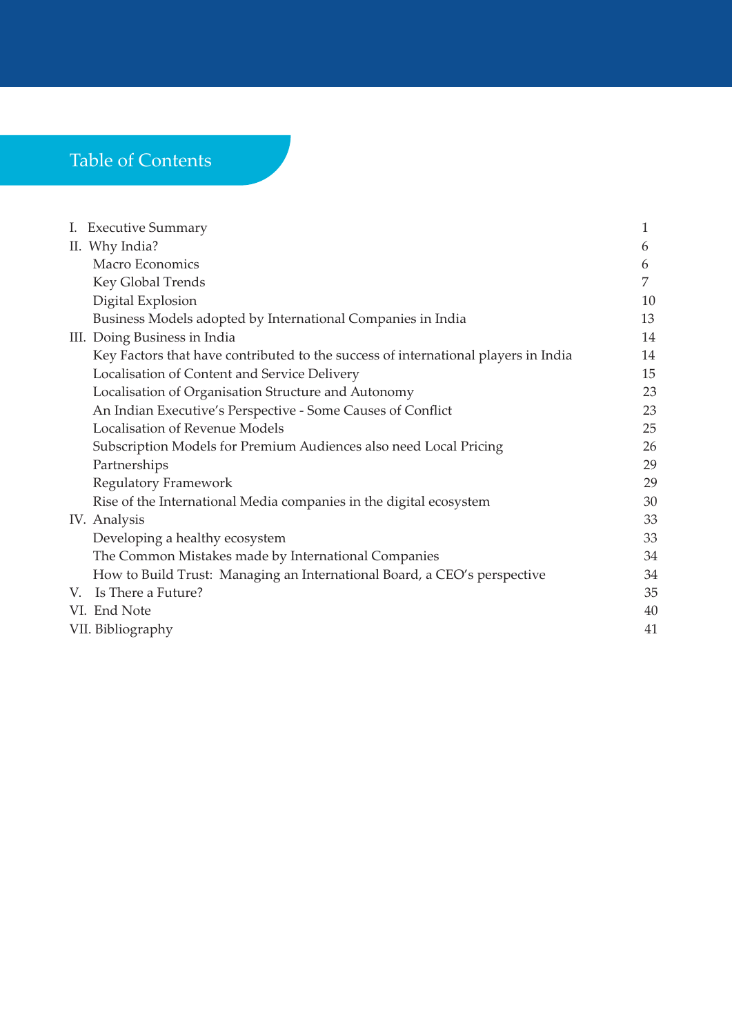# Table of Contents

| | |
|---|---|
| I. Executive Summary | 1 |
| II. Why India? | 6 |
| Macro Economics | 6 |
| Key Global Trends | 7 |
| Digital Explosion | 10 |
| Business Models adopted by International Companies in India | 13 |
| III. Doing Business in India | 14 |
| Key Factors that have contributed to the success of international players in India | 14 |
| Localisation of Content and Service Delivery | 15 |
| Localisation of Organisation Structure and Autonomy | 23 |
| An Indian Executive's Perspective - Some Causes of Conflict | 23 |
| Localisation of Revenue Models | 25 |
| Subscription Models for Premium Audiences also need Local Pricing | 26 |
| Partnerships | 29 |
| Regulatory Framework | 29 |
| Rise of the International Media companies in the digital ecosystem | 30 |
| IV. Analysis | 33 |
| Developing a healthy ecosystem | 33 |
| The Common Mistakes made by International Companies | 34 |
| How to Build Trust: Managing an International Board, a CEO's perspective | 34 |
| V. Is There a Future? | 35 |
| VI. End Note | 40 |
| VII. Bibliography | 41 |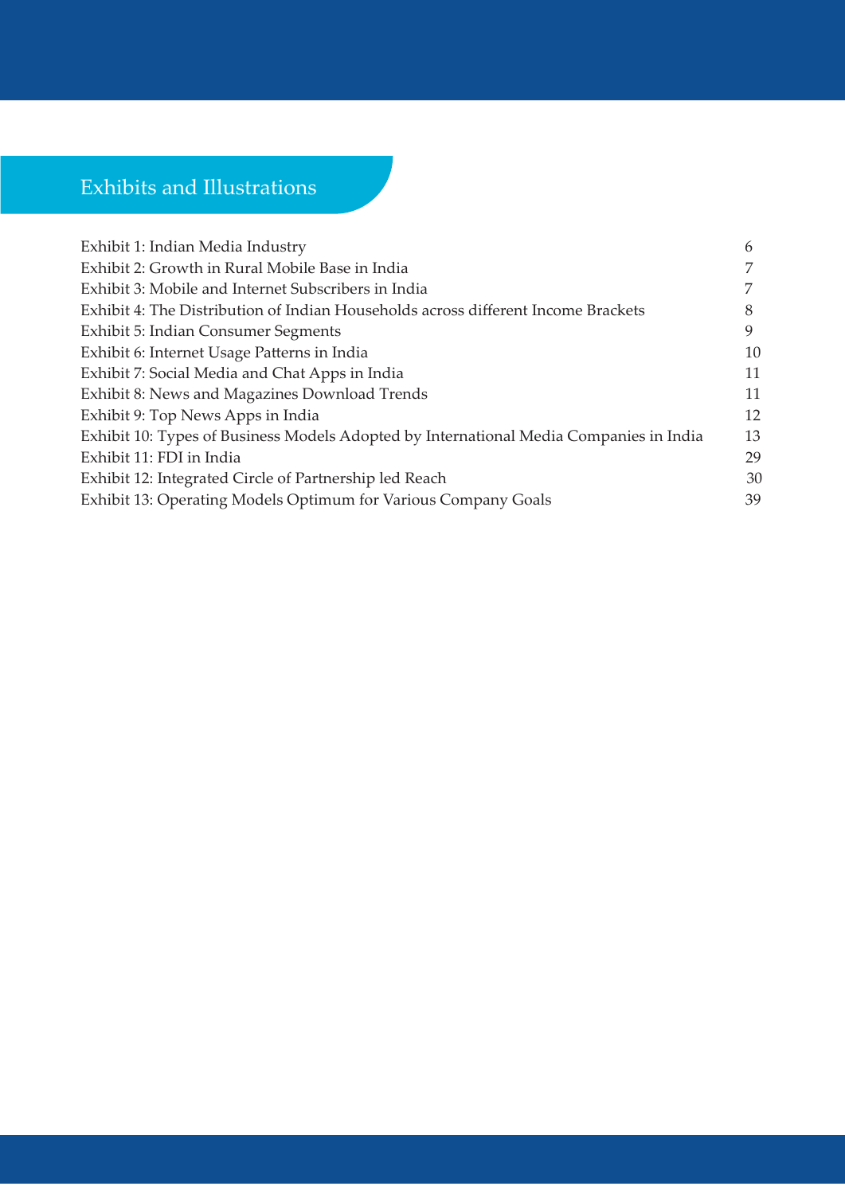# Exhibits and Illustrations

| | |
|---|---|
| Exhibit 1: Indian Media Industry | 6 |
| Exhibit 2: Growth in Rural Mobile Base in India | 7 |
| Exhibit 3: Mobile and Internet Subscribers in India | 7 |
| Exhibit 4: The Distribution of Indian Households across different Income Brackets | 8 |
| Exhibit 5: Indian Consumer Segments | 9 |
| Exhibit 6: Internet Usage Patterns in India | 10 |
| Exhibit 7: Social Media and Chat Apps in India | 11 |
| Exhibit 8: News and Magazines Download Trends | 11 |
| Exhibit 9: Top News Apps in India | 12 |
| Exhibit 10: Types of Business Models Adopted by International Media Companies in India | 13 |
| Exhibit 11: FDI in India | 29 |
| Exhibit 12: Integrated Circle of Partnership led Reach | 30 |
| Exhibit 13: Operating Models Optimum for Various Company Goals | 39 |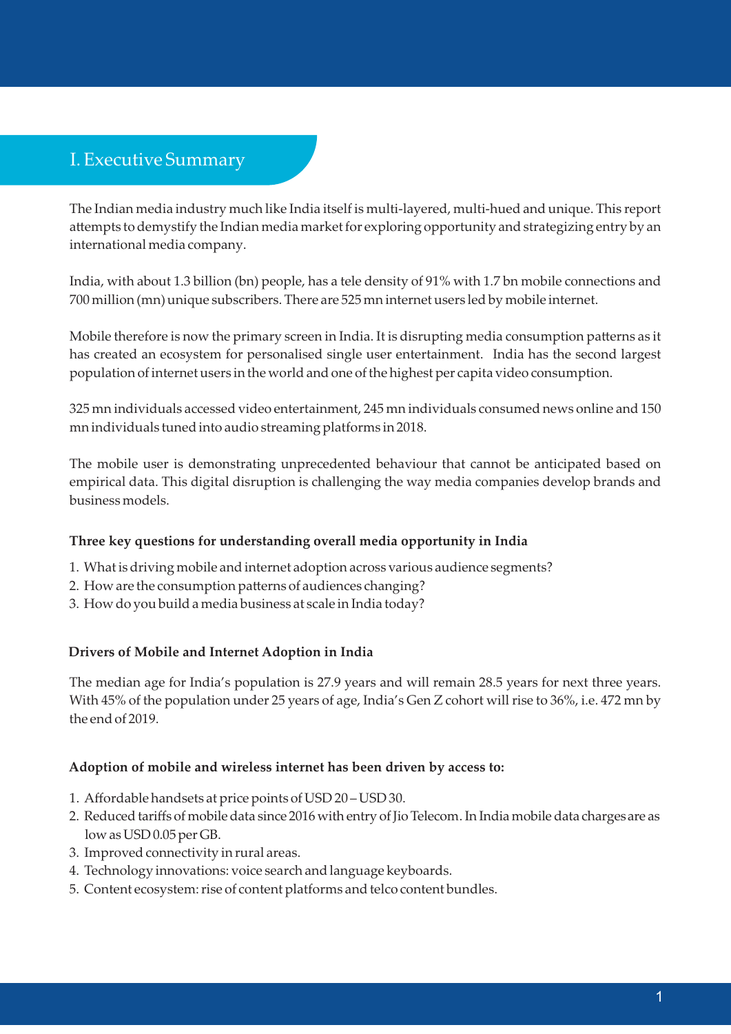# I. Executive Summary

The Indian media industry much like India itself is multi-layered, multi-hued and unique. This report attempts to demystify the Indian media market for exploring opportunity and strategizing entry by an international media company.

India, with about 1.3 billion (bn) people, has a tele density of 91% with 1.7 bn mobile connections and 700 million (mn) unique subscribers. There are 525 mn internet users led by mobile internet.

Mobile therefore is now the primary screen in India. It is disrupting media consumption patterns as it has created an ecosystem for personalised single user entertainment. India has the second largest population of internet users in the world and one of the highest per capita video consumption.

325 mn individuals accessed video entertainment, 245 mn individuals consumed news online and 150 mn individuals tuned into audio streaming platforms in 2018.

The mobile user is demonstrating unprecedented behaviour that cannot be anticipated based on empirical data. This digital disruption is challenging the way media companies develop brands and business models.

**Three key questions for understanding overall media opportunity in India**

1. What is driving mobile and internet adoption across various audience segments?
2. How are the consumption patterns of audiences changing?
3. How do you build a media business at scale in India today?

**Drivers of Mobile and Internet Adoption in India**

The median age for India's population is 27.9 years and will remain 28.5 years for next three years. With 45% of the population under 25 years of age, India's Gen Z cohort will rise to 36%, i.e. 472 mn by the end of 2019.

**Adoption of mobile and wireless internet has been driven by access to:**

1. Affordable handsets at price points of USD 20 – USD 30.
2. Reduced tariffs of mobile data since 2016 with entry of Jio Telecom. In India mobile data charges are as low as USD 0.05 per GB.
3. Improved connectivity in rural areas.
4. Technology innovations: voice search and language keyboards.
5. Content ecosystem: rise of content platforms and telco content bundles.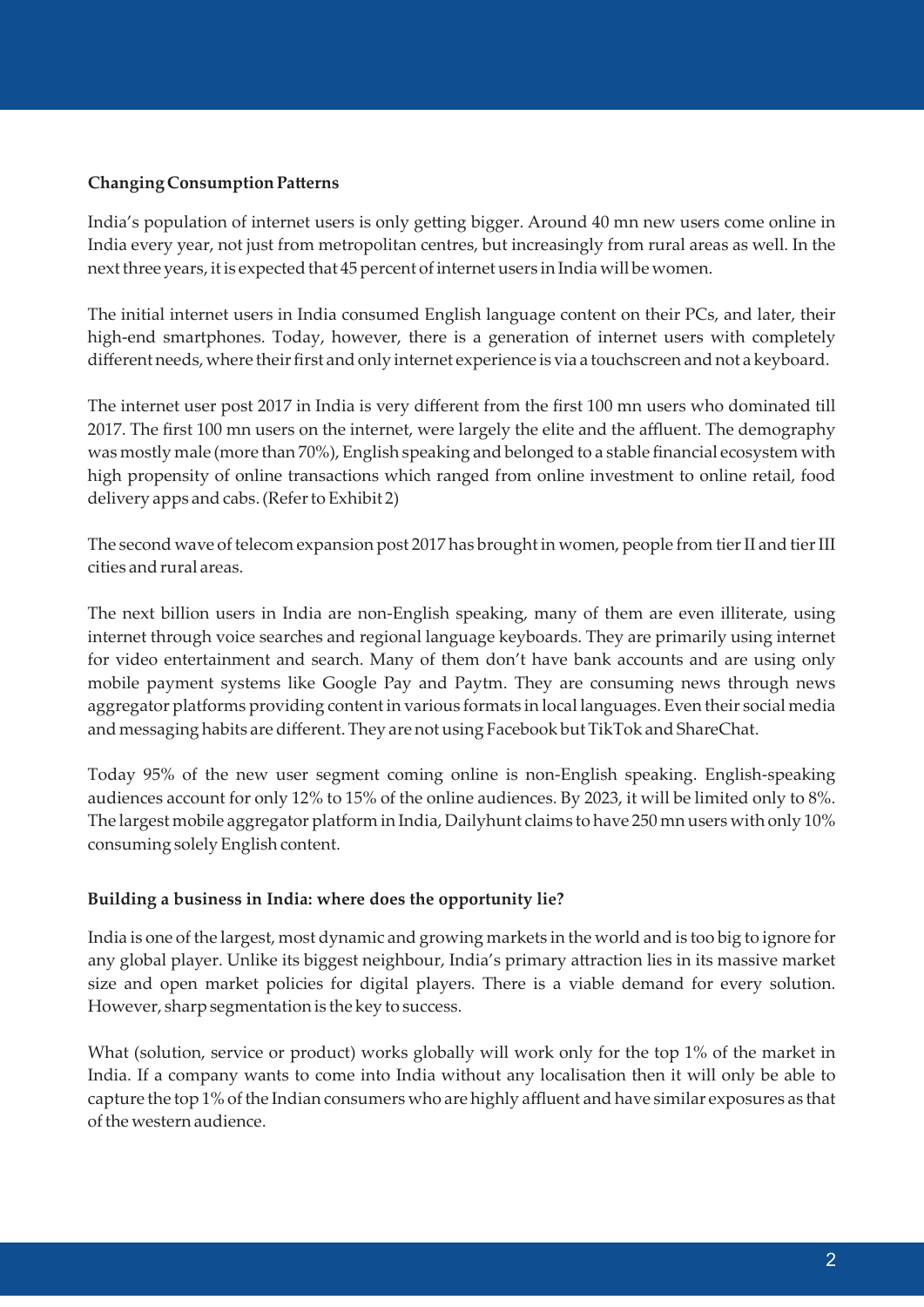**Changing Consumption Patterns**

India's population of internet users is only getting bigger. Around 40 mn new users come online in India every year, not just from metropolitan centres, but increasingly from rural areas as well. In the next three years, it is expected that 45 percent of internet users in India will be women.

The initial internet users in India consumed English language content on their PCs, and later, their high-end smartphones. Today, however, there is a generation of internet users with completely different needs, where their first and only internet experience is via a touchscreen and not a keyboard.

The internet user post 2017 in India is very different from the first 100 mn users who dominated till 2017. The first 100 mn users on the internet, were largely the elite and the affluent. The demography was mostly male (more than 70%), English speaking and belonged to a stable financial ecosystem with high propensity of online transactions which ranged from online investment to online retail, food delivery apps and cabs. (Refer to Exhibit 2)

The second wave of telecom expansion post 2017 has brought in women, people from tier II and tier III cities and rural areas.

The next billion users in India are non-English speaking, many of them are even illiterate, using internet through voice searches and regional language keyboards. They are primarily using internet for video entertainment and search. Many of them don't have bank accounts and are using only mobile payment systems like Google Pay and Paytm. They are consuming news through news aggregator platforms providing content in various formats in local languages. Even their social media and messaging habits are different. They are not using Facebook but TikTok and ShareChat.

Today 95% of the new user segment coming online is non-English speaking. English-speaking audiences account for only 12% to 15% of the online audiences. By 2023, it will be limited only to 8%. The largest mobile aggregator platform in India, Dailyhunt claims to have 250 mn users with only 10% consuming solely English content.

**Building a business in India: where does the opportunity lie?**

India is one of the largest, most dynamic and growing markets in the world and is too big to ignore for any global player. Unlike its biggest neighbour, India's primary attraction lies in its massive market size and open market policies for digital players. There is a viable demand for every solution. However, sharp segmentation is the key to success.

What (solution, service or product) works globally will work only for the top 1% of the market in India. If a company wants to come into India without any localisation then it will only be able to capture the top 1% of the Indian consumers who are highly affluent and have similar exposures as that of the western audience.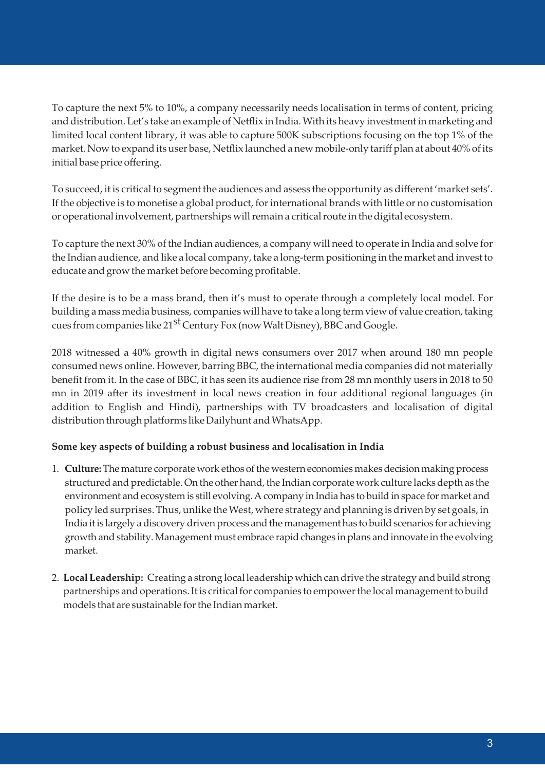To capture the next 5% to 10%, a company necessarily needs localisation in terms of content, pricing and distribution. Let's take an example of Netflix in India. With its heavy investment in marketing and limited local content library, it was able to capture 500K subscriptions focusing on the top 1% of the market. Now to expand its user base, Netflix launched a new mobile-only tariff plan at about 40% of its initial base price offering.

To succeed, it is critical to segment the audiences and assess the opportunity as different 'market sets'. If the objective is to monetise a global product, for international brands with little or no customisation or operational involvement, partnerships will remain a critical route in the digital ecosystem.

To capture the next 30% of the Indian audiences, a company will need to operate in India and solve for the Indian audience, and like a local company, take a long-term positioning in the market and invest to educate and grow the market before becoming profitable.

If the desire is to be a mass brand, then it's must to operate through a completely local model. For building a mass media business, companies will have to take a long term view of value creation, taking cues from companies like 21st Century Fox (now Walt Disney), BBC and Google.

2018 witnessed a 40% growth in digital news consumers over 2017 when around 180 mn people consumed news online. However, barring BBC, the international media companies did not materially benefit from it. In the case of BBC, it has seen its audience rise from 28 mn monthly users in 2018 to 50 mn in 2019 after its investment in local news creation in four additional regional languages (in addition to English and Hindi), partnerships with TV broadcasters and localisation of digital distribution through platforms like Dailyhunt and WhatsApp.

**Some key aspects of building a robust business and localisation in India**

1. **Culture:** The mature corporate work ethos of the western economies makes decision making process structured and predictable. On the other hand, the Indian corporate work culture lacks depth as the environment and ecosystem is still evolving. A company in India has to build in space for market and policy led surprises. Thus, unlike the West, where strategy and planning is driven by set goals, in India it is largely a discovery driven process and the management has to build scenarios for achieving growth and stability. Management must embrace rapid changes in plans and innovate in the evolving market.

2. **Local Leadership:** Creating a strong local leadership which can drive the strategy and build strong partnerships and operations. It is critical for companies to empower the local management to build models that are sustainable for the Indian market.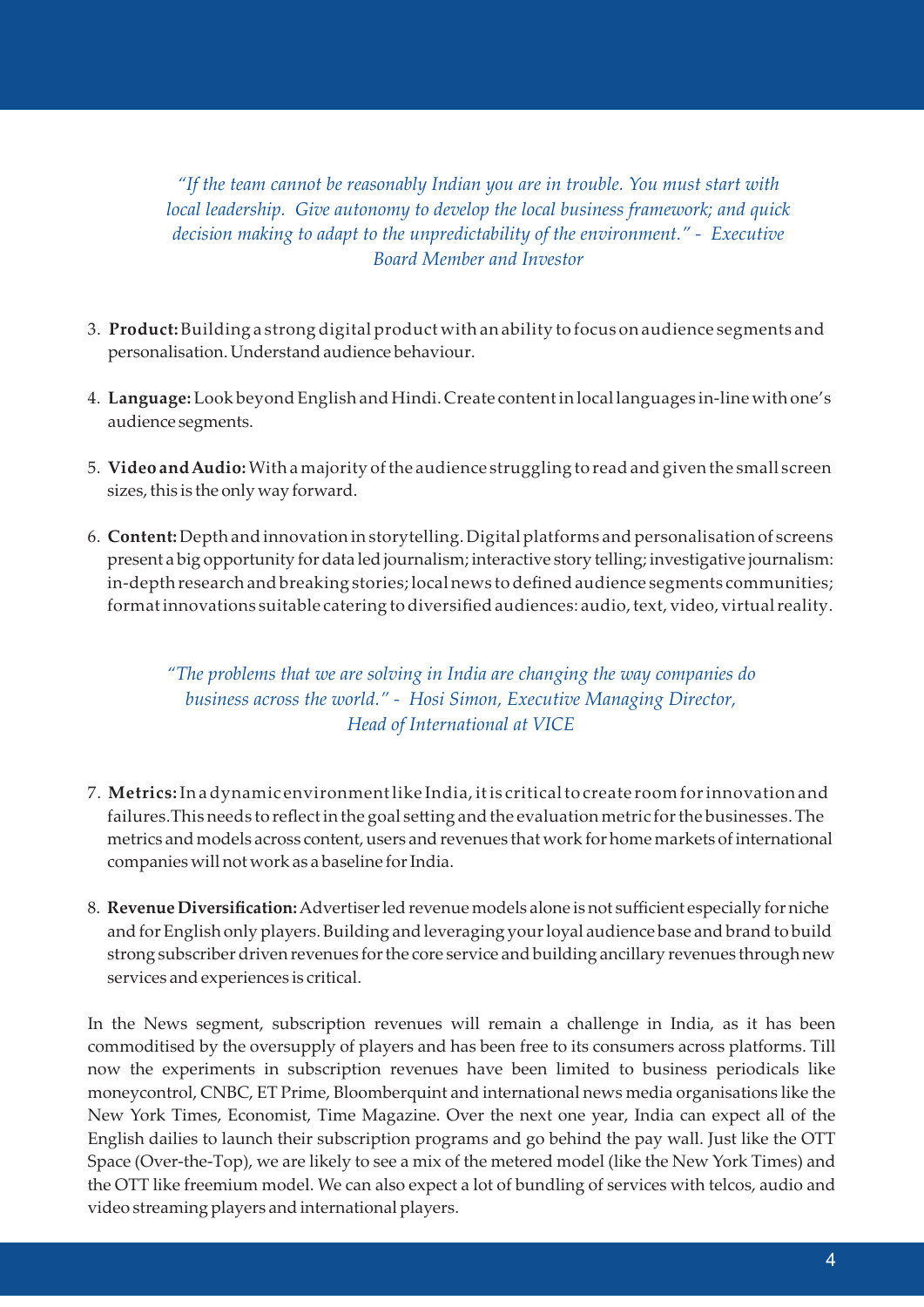*"If the team cannot be reasonably Indian you are in trouble. You must start with local leadership. Give autonomy to develop the local business framework; and quick decision making to adapt to the unpredictability of the environment." - Executive Board Member and Investor*

3. **Product:** Building a strong digital product with an ability to focus on audience segments and personalisation. Understand audience behaviour.

4. **Language:** Look beyond English and Hindi. Create content in local languages in-line with one's audience segments.

5. **Video and Audio:** With a majority of the audience struggling to read and given the small screen sizes, this is the only way forward.

6. **Content:** Depth and innovation in storytelling. Digital platforms and personalisation of screens present a big opportunity for data led journalism; interactive story telling; investigative journalism: in-depth research and breaking stories; local news to defined audience segments communities; format innovations suitable catering to diversified audiences: audio, text, video, virtual reality.

*"The problems that we are solving in India are changing the way companies do business across the world." - Hosi Simon, Executive Managing Director, Head of International at VICE*

7. **Metrics:** In a dynamic environment like India, it is critical to create room for innovation and failures. This needs to reflect in the goal setting and the evaluation metric for the businesses. The metrics and models across content, users and revenues that work for home markets of international companies will not work as a baseline for India.

8. **Revenue Diversification:** Advertiser led revenue models alone is not sufficient especially for niche and for English only players. Building and leveraging your loyal audience base and brand to build strong subscriber driven revenues for the core service and building ancillary revenues through new services and experiences is critical.

In the News segment, subscription revenues will remain a challenge in India, as it has been commoditised by the oversupply of players and has been free to its consumers across platforms. Till now the experiments in subscription revenues have been limited to business periodicals like moneycontrol, CNBC, ET Prime, Bloomberquint and international news media organisations like the New York Times, Economist, Time Magazine. Over the next one year, India can expect all of the English dailies to launch their subscription programs and go behind the pay wall. Just like the OTT Space (Over-the-Top), we are likely to see a mix of the metered model (like the New York Times) and the OTT like freemium model. We can also expect a lot of bundling of services with telcos, audio and video streaming players and international players.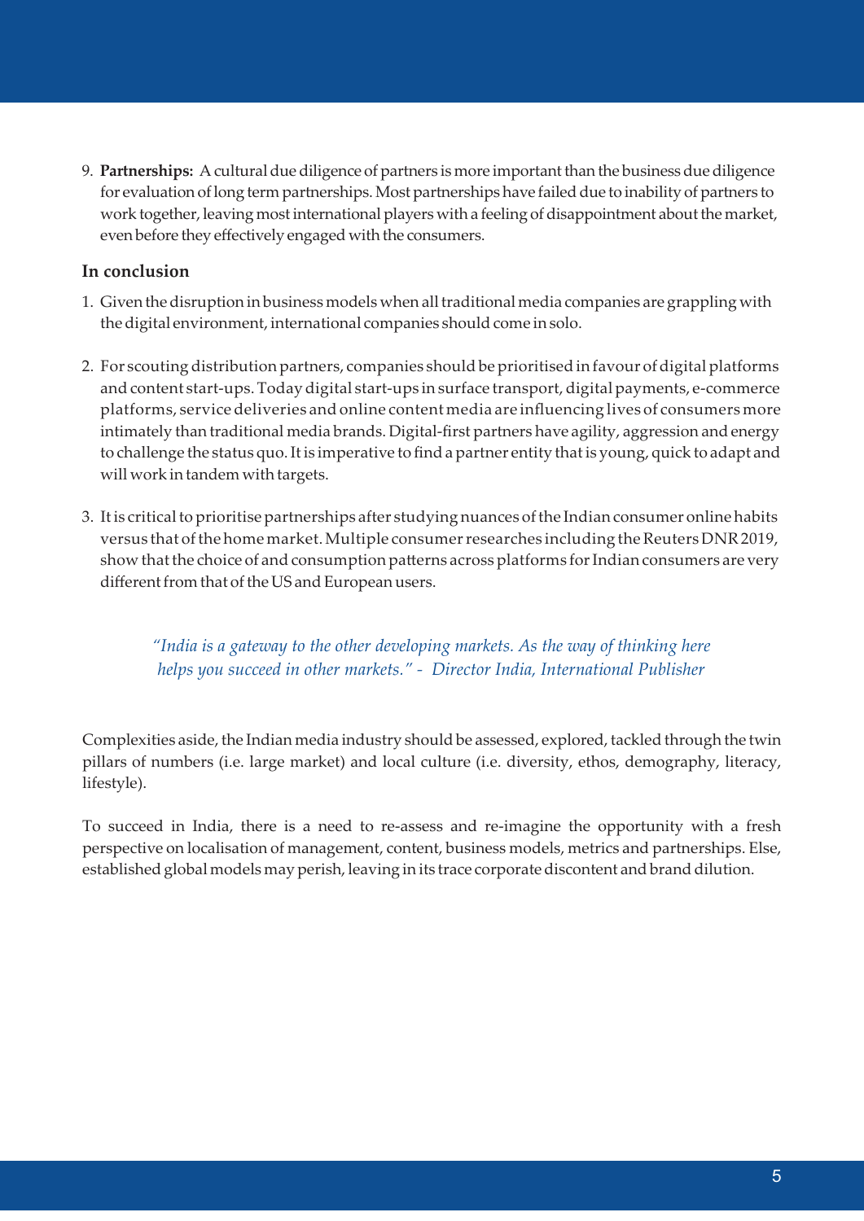9. **Partnerships:** A cultural due diligence of partners is more important than the business due diligence for evaluation of long term partnerships. Most partnerships have failed due to inability of partners to work together, leaving most international players with a feeling of disappointment about the market, even before they effectively engaged with the consumers.

## In conclusion

1. Given the disruption in business models when all traditional media companies are grappling with the digital environment, international companies should come in solo.

2. For scouting distribution partners, companies should be prioritised in favour of digital platforms and content start-ups. Today digital start-ups in surface transport, digital payments, e-commerce platforms, service deliveries and online content media are influencing lives of consumers more intimately than traditional media brands. Digital-first partners have agility, aggression and energy to challenge the status quo. It is imperative to find a partner entity that is young, quick to adapt and will work in tandem with targets.

3. It is critical to prioritise partnerships after studying nuances of the Indian consumer online habits versus that of the home market. Multiple consumer researches including the Reuters DNR 2019, show that the choice of and consumption patterns across platforms for Indian consumers are very different from that of the US and European users.

> *"India is a gateway to the other developing markets. As the way of thinking here helps you succeed in other markets." - Director India, International Publisher*

Complexities aside, the Indian media industry should be assessed, explored, tackled through the twin pillars of numbers (i.e. large market) and local culture (i.e. diversity, ethos, demography, literacy, lifestyle).

To succeed in India, there is a need to re-assess and re-imagine the opportunity with a fresh perspective on localisation of management, content, business models, metrics and partnerships. Else, established global models may perish, leaving in its trace corporate discontent and brand dilution.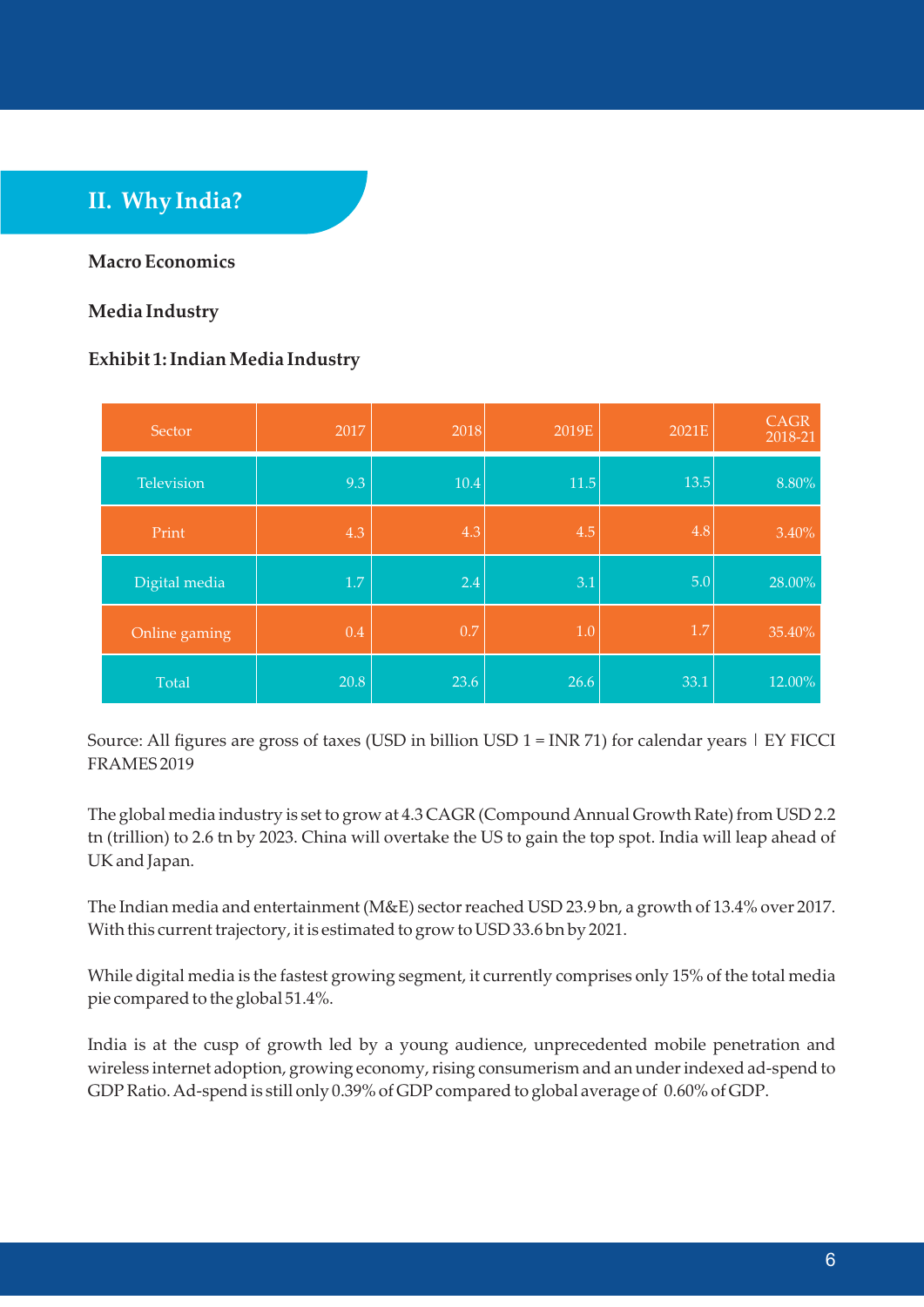## II. Why India?

**Macro Economics**

**Media Industry**

**Exhibit 1: Indian Media Industry**

| Sector | 2017 | 2018 | 2019E | 2021E | CAGR 2018-21 |
|---|---|---|---|---|---|
| Television | 9.3 | 10.4 | 11.5 | 13.5 | 8.80% |
| Print | 4.3 | 4.3 | 4.5 | 4.8 | 3.40% |
| Digital media | 1.7 | 2.4 | 3.1 | 5.0 | 28.00% |
| Online gaming | 0.4 | 0.7 | 1.0 | 1.7 | 35.40% |
| Total | 20.8 | 23.6 | 26.6 | 33.1 | 12.00% |

Source: All figures are gross of taxes (USD in billion USD 1 = INR 71) for calendar years | EY FICCI FRAMES 2019

The global media industry is set to grow at 4.3 CAGR (Compound Annual Growth Rate) from USD 2.2 tn (trillion) to 2.6 tn by 2023. China will overtake the US to gain the top spot. India will leap ahead of UK and Japan.

The Indian media and entertainment (M&E) sector reached USD 23.9 bn, a growth of 13.4% over 2017. With this current trajectory, it is estimated to grow to USD 33.6 bn by 2021.

While digital media is the fastest growing segment, it currently comprises only 15% of the total media pie compared to the global 51.4%.

India is at the cusp of growth led by a young audience, unprecedented mobile penetration and wireless internet adoption, growing economy, rising consumerism and an under indexed ad-spend to GDP Ratio. Ad-spend is still only 0.39% of GDP compared to global average of 0.60% of GDP.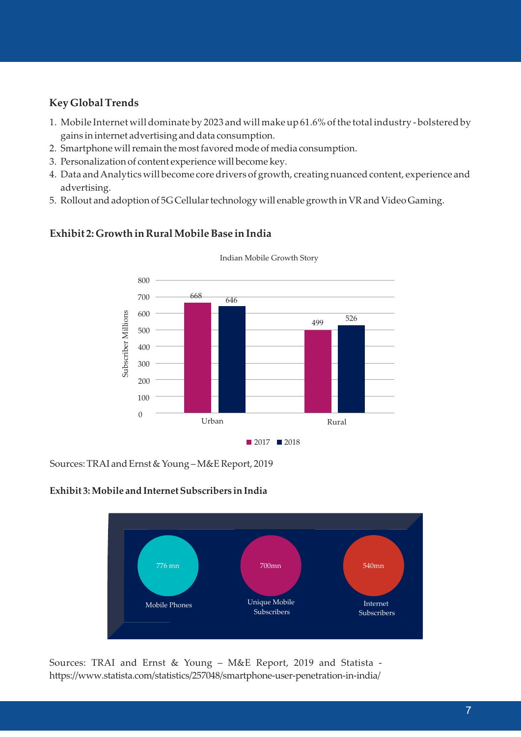### Key Global Trends

1. Mobile Internet will dominate by 2023 and will make up 61.6% of the total industry - bolstered by gains in internet advertising and data consumption.
2. Smartphone will remain the most favored mode of media consumption.
3. Personalization of content experience will become key.
4. Data and Analytics will become core drivers of growth, creating nuanced content, experience and advertising.
5. Rollout and adoption of 5G Cellular technology will enable growth in VR and Video Gaming.

### Exhibit 2: Growth in Rural Mobile Base in India

Indian Mobile Growth Story

| Subscriber Millions | 2017 | 2018 |
|---|---|---|
| Urban | 668 | 646 |
| Rural | 499 | 526 |

Sources: TRAI and Ernst & Young – M&E Report, 2019

### Exhibit 3: Mobile and Internet Subscribers in India

| Mobile Phones | Unique Mobile Subscribers | Internet Subscribers |
|---|---|---|
| 776 mn | 700mn | 540mn |

Sources: TRAI and Ernst & Young – M&E Report, 2019 and Statista - https://www.statista.com/statistics/257048/smartphone-user-penetration-in-india/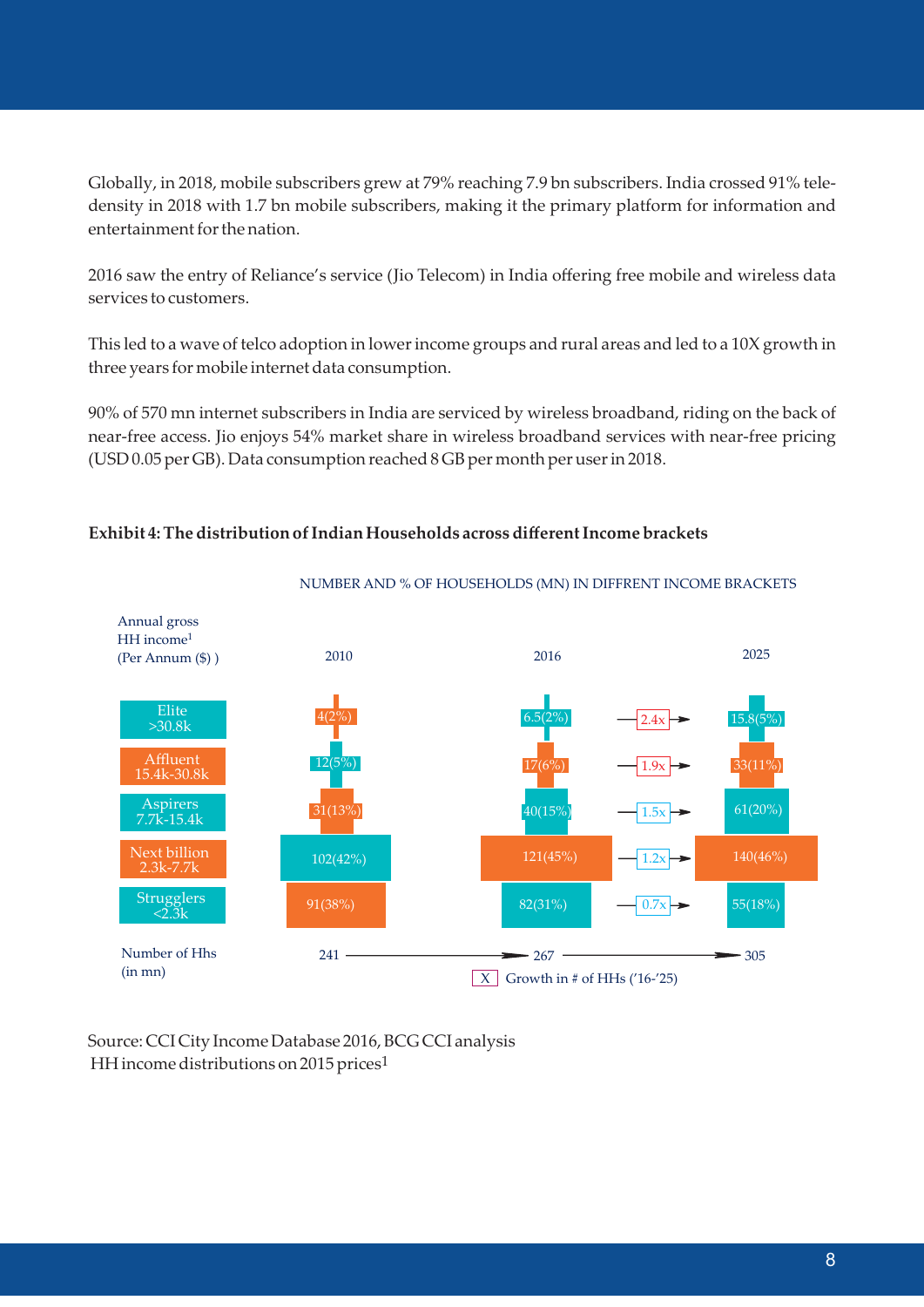Globally, in 2018, mobile subscribers grew at 79% reaching 7.9 bn subscribers. India crossed 91% tele-density in 2018 with 1.7 bn mobile subscribers, making it the primary platform for information and entertainment for the nation.

2016 saw the entry of Reliance's service (Jio Telecom) in India offering free mobile and wireless data services to customers.

This led to a wave of telco adoption in lower income groups and rural areas and led to a 10X growth in three years for mobile internet data consumption.

90% of 570 mn internet subscribers in India are serviced by wireless broadband, riding on the back of near-free access. Jio enjoys 54% market share in wireless broadband services with near-free pricing (USD 0.05 per GB). Data consumption reached 8 GB per month per user in 2018.

**Exhibit 4: The distribution of Indian Households across different Income brackets**

NUMBER AND % OF HOUSEHOLDS (MN) IN DIFFRENT INCOME BRACKETS

| Annual gross HH income[1] (Per Annum ($)) | 2010 | 2016 | Growth in # of HHs ('16-'25) | 2025 |
|---|---|---|---|---|
| Elite >30.8k | 4(2%) | 6.5(2%) | 2.4x | 15.8(5%) |
| Affluent 15.4k-30.8k | 12(5%) | 17(6%) | 1.9x | 33(11%) |
| Aspirers 7.7k-15.4k | 31(13%) | 40(15%) | 1.5x | 61(20%) |
| Next billion 2.3k-7.7k | 102(42%) | 121(45%) | 1.2x | 140(46%) |
| Strugglers <2.3k | 91(38%) | 82(31%) | 0.7x | 55(18%) |
| Number of Hhs (in mn) | 241 | 267 | | 305 |

Source: CCI City Income Database 2016, BCG CCI analysis
HH income distributions on 2015 prices[1]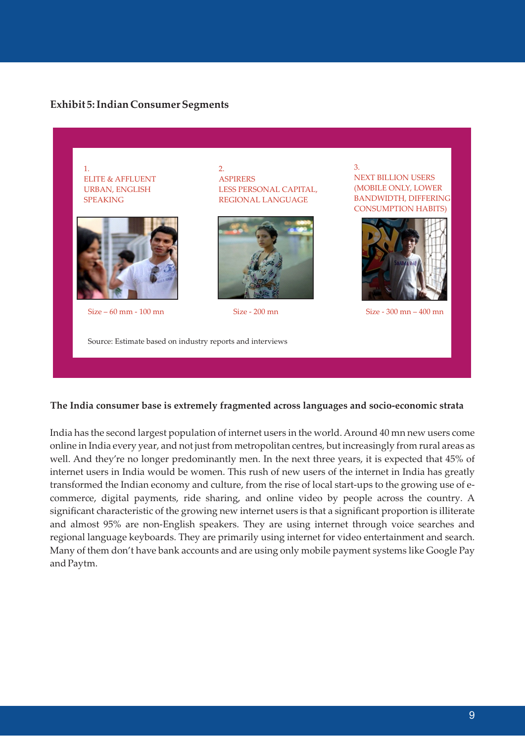**Exhibit 5: Indian Consumer Segments**

| 1. ELITE & AFFLUENT URBAN, ENGLISH SPEAKING | 2. ASPIRERS LESS PERSONAL CAPITAL, REGIONAL LANGUAGE | 3. NEXT BILLION USERS (MOBILE ONLY, LOWER BANDWIDTH, DIFFERING CONSUMPTION HABITS) |
|---|---|---|
| Size – 60 mm - 100 mn | Size - 200 mn | Size - 300 mn – 400 mn |

Source: Estimate based on industry reports and interviews

**The India consumer base is extremely fragmented across languages and socio-economic strata**

India has the second largest population of internet users in the world. Around 40 mn new users come online in India every year, and not just from metropolitan centres, but increasingly from rural areas as well. And they're no longer predominantly men. In the next three years, it is expected that 45% of internet users in India would be women. This rush of new users of the internet in India has greatly transformed the Indian economy and culture, from the rise of local start-ups to the growing use of e-commerce, digital payments, ride sharing, and online video by people across the country. A significant characteristic of the growing new internet users is that a significant proportion is illiterate and almost 95% are non-English speakers. They are using internet through voice searches and regional language keyboards. They are primarily using internet for video entertainment and search. Many of them don't have bank accounts and are using only mobile payment systems like Google Pay and Paytm.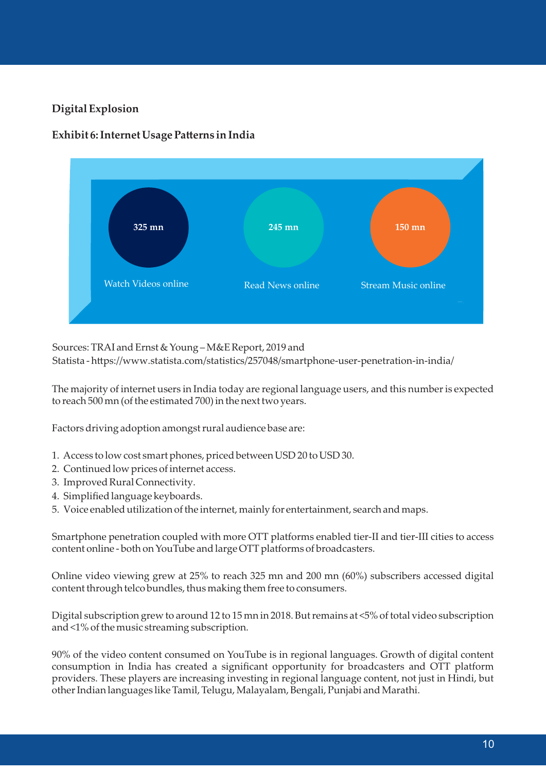## Digital Explosion

### Exhibit 6: Internet Usage Patterns in India

325 mn — Watch Videos online

245 mn — Read News online

150 mn — Stream Music online

Sources: TRAI and Ernst & Young – M&E Report, 2019 and
Statista - https://www.statista.com/statistics/257048/smartphone-user-penetration-in-india/

The majority of internet users in India today are regional language users, and this number is expected to reach 500 mn (of the estimated 700) in the next two years.

Factors driving adoption amongst rural audience base are:

1. Access to low cost smart phones, priced between USD 20 to USD 30.
2. Continued low prices of internet access.
3. Improved Rural Connectivity.
4. Simplified language keyboards.
5. Voice enabled utilization of the internet, mainly for entertainment, search and maps.

Smartphone penetration coupled with more OTT platforms enabled tier-II and tier-III cities to access content online - both on YouTube and large OTT platforms of broadcasters.

Online video viewing grew at 25% to reach 325 mn and 200 mn (60%) subscribers accessed digital content through telco bundles, thus making them free to consumers.

Digital subscription grew to around 12 to 15 mn in 2018. But remains at <5% of total video subscription and <1% of the music streaming subscription.

90% of the video content consumed on YouTube is in regional languages. Growth of digital content consumption in India has created a significant opportunity for broadcasters and OTT platform providers. These players are increasing investing in regional language content, not just in Hindi, but other Indian languages like Tamil, Telugu, Malayalam, Bengali, Punjabi and Marathi.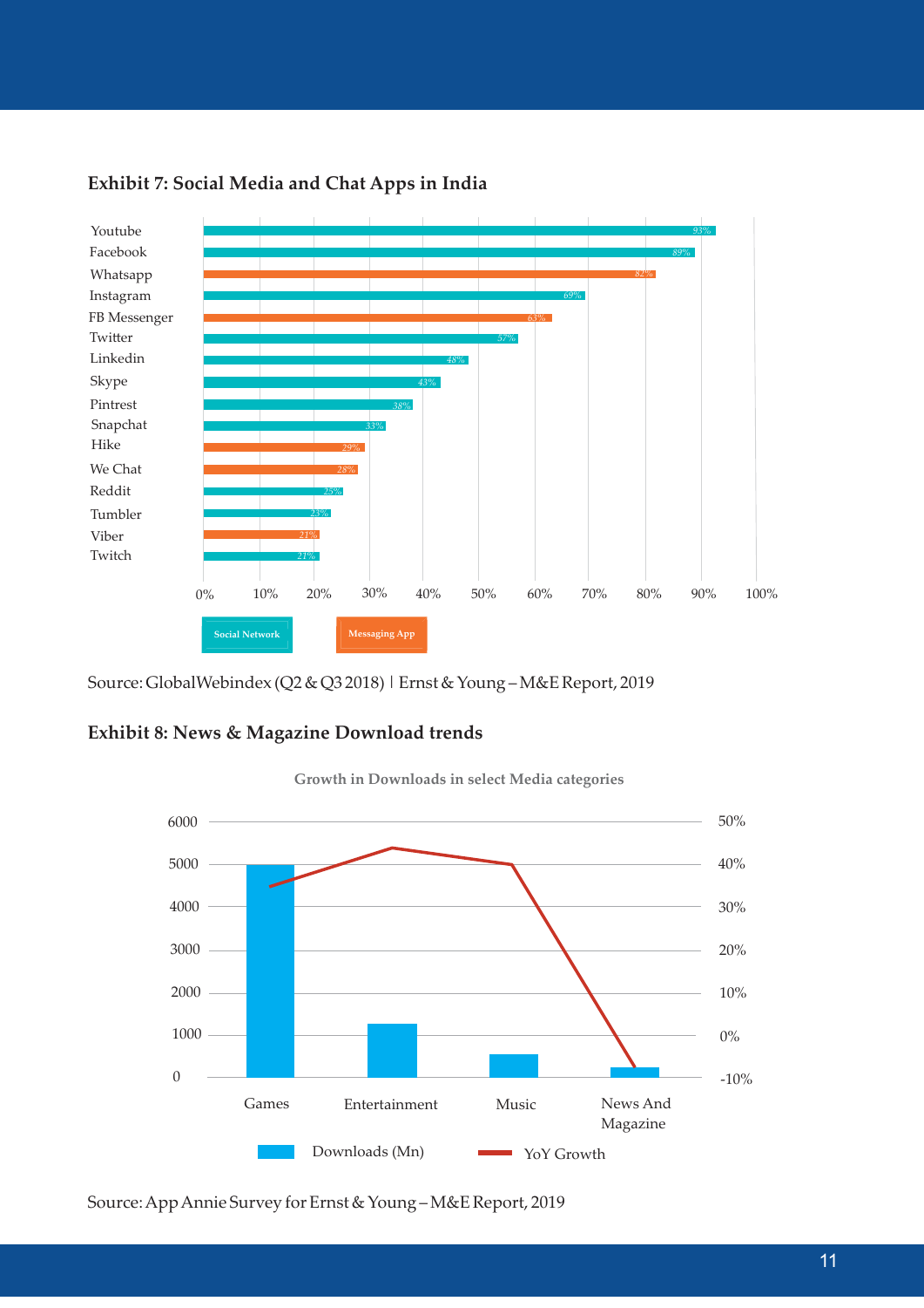### Exhibit 7: Social Media and Chat Apps in India

| App | Type | Share |
|---|---|---|
| Youtube | Social Network | 93% |
| Facebook | Social Network | 89% |
| Whatsapp | Messaging App | 82% |
| Instagram | Social Network | 69% |
| FB Messenger | Messaging App | 63% |
| Twitter | Social Network | 57% |
| Linkedin | Social Network | 48% |
| Skype | Social Network | 43% |
| Pintrest | Social Network | 38% |
| Snapchat | Social Network | 33% |
| Hike | Messaging App | 29% |
| We Chat | Messaging App | 28% |
| Reddit | Social Network | 25% |
| Tumbler | Social Network | 23% |
| Viber | Messaging App | 21% |
| Twitch | Social Network | 21% |

Source: GlobalWebindex (Q2 & Q3 2018) | Ernst & Young – M&E Report, 2019

### Exhibit 8: News & Magazine Download trends

Growth in Downloads in select Media categories

| Category | Downloads (Mn) | YoY Growth |
|---|---|---|
| Games | ~5000 | ~35% |
| Entertainment | ~1250 | ~44% |
| Music | ~550 | ~40% |
| News And Magazine | ~250 | ~-8% |

Source: App Annie Survey for Ernst & Young – M&E Report, 2019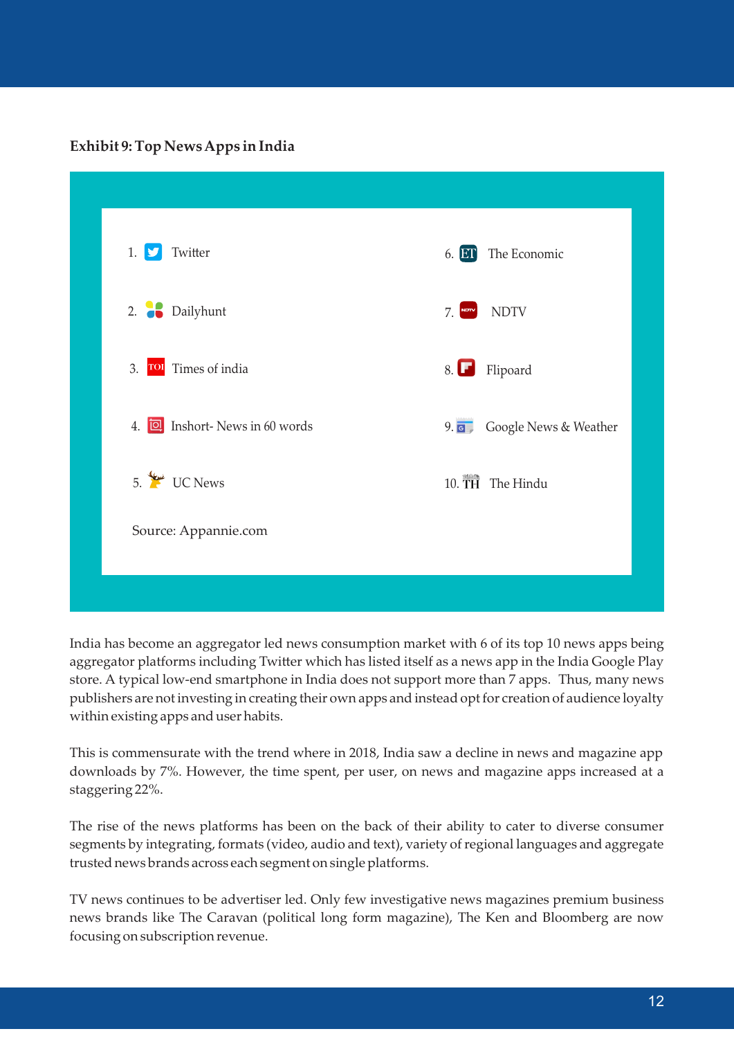**Exhibit 9: Top News Apps in India**

1. Twitter
2. Dailyhunt
3. Times of india
4. Inshort- News in 60 words
5. UC News
6. The Economic
7. NDTV
8. Flipoard
9. Google News & Weather
10. The Hindu

Source: Appannie.com

India has become an aggregator led news consumption market with 6 of its top 10 news apps being aggregator platforms including Twitter which has listed itself as a news app in the India Google Play store. A typical low-end smartphone in India does not support more than 7 apps. Thus, many news publishers are not investing in creating their own apps and instead opt for creation of audience loyalty within existing apps and user habits.

This is commensurate with the trend where in 2018, India saw a decline in news and magazine app downloads by 7%. However, the time spent, per user, on news and magazine apps increased at a staggering 22%.

The rise of the news platforms has been on the back of their ability to cater to diverse consumer segments by integrating, formats (video, audio and text), variety of regional languages and aggregate trusted news brands across each segment on single platforms.

TV news continues to be advertiser led. Only few investigative news magazines premium business news brands like The Caravan (political long form magazine), The Ken and Bloomberg are now focusing on subscription revenue.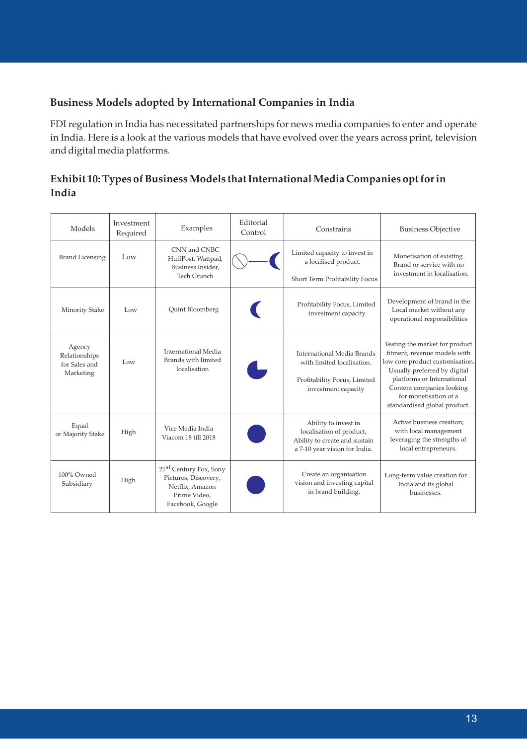## Business Models adopted by International Companies in India

FDI regulation in India has necessitated partnerships for news media companies to enter and operate in India. Here is a look at the various models that have evolved over the years across print, television and digital media platforms.

### Exhibit 10: Types of Business Models that International Media Companies opt for in India

| Models | Investment Required | Examples | Editorial Control | Constrains | Business Objective |
|---|---|---|---|---|---|
| Brand Licensing | Low | CNN and CNBC HuffPost, Wattpad, Business Insider, Tech Crunch | | Limited capacity to invest in a localised product.<br><br>Short Term Profitability Focus | Monetisation of existing Brand or service with no investment in localisation. |
| Minority Stake | Low | Quint Bloomberg | | Profitability Focus, Limited investment capacity | Development of brand in the Local market without any operational responsibilities |
| Agency Relationships for Sales and Marketing | Low | International Media Brands with limited localisation | | International Media Brands with limited localisation.<br><br>Profitability Focus, Limited investment capacity | Testing the market for product fitment, revenue models with low core product customisation. Usually preferred by digital platforms or International Content companies looking for monetisation of a standardised global product. |
| Equal or Majority Stake | High | Vice Media India Viacom 18 till 2018 | | Ability to invest in localisation of product, Ability to create and sustain a 7-10 year vision for India. | Active business creation; with local management leveraging the strengths of local entrepreneurs. |
| 100% Owned Subsidiary | High | 21st Century Fox, Sony Pictures, Discovery, Netflix, Amazon Prime Video, Facebook, Google | | Create an organisation vision and investing capital in brand building. | Long-term value creation for India and its global businesses. |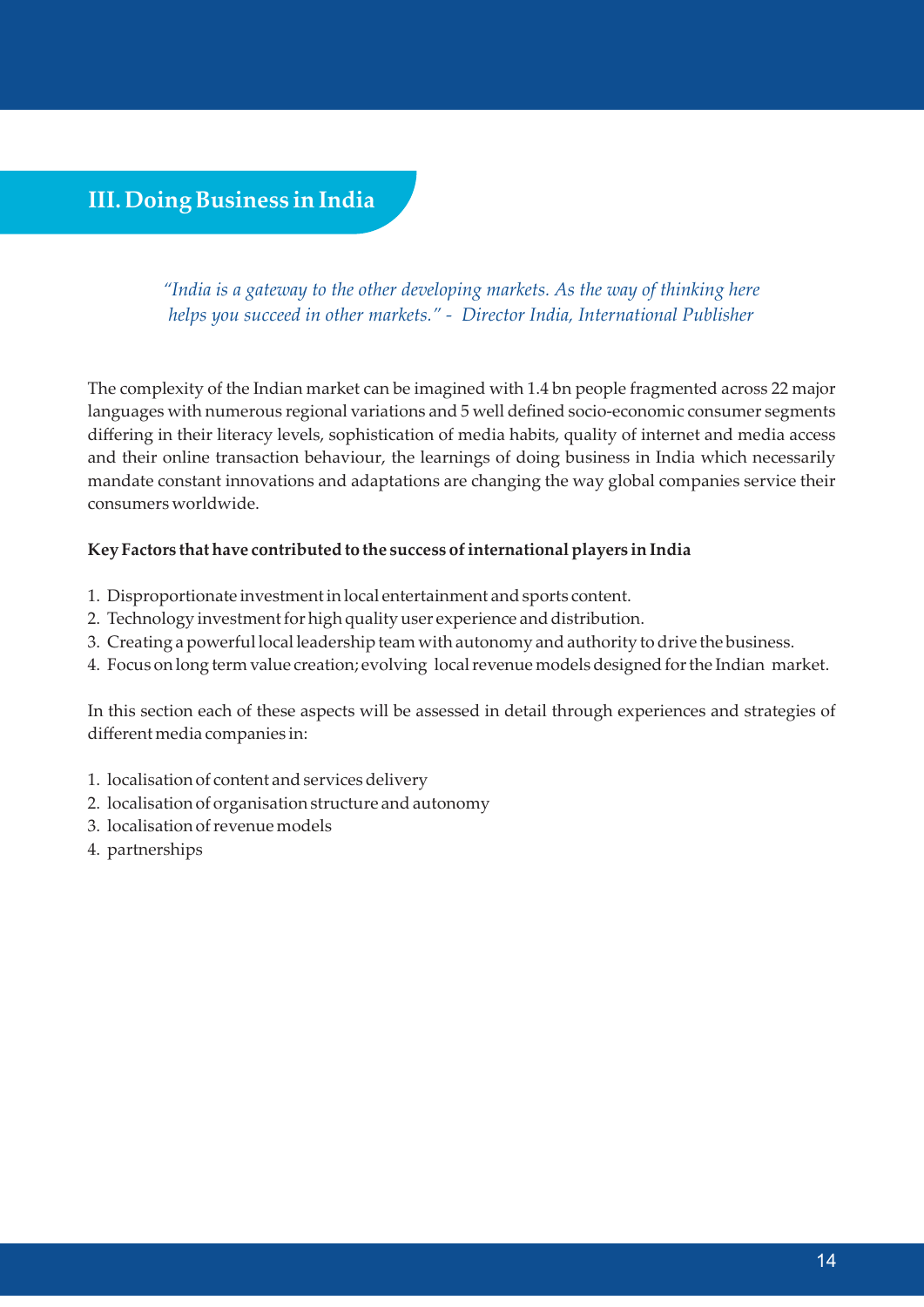## III. Doing Business in India

*"India is a gateway to the other developing markets. As the way of thinking here helps you succeed in other markets." - Director India, International Publisher*

The complexity of the Indian market can be imagined with 1.4 bn people fragmented across 22 major languages with numerous regional variations and 5 well defined socio-economic consumer segments differing in their literacy levels, sophistication of media habits, quality of internet and media access and their online transaction behaviour, the learnings of doing business in India which necessarily mandate constant innovations and adaptations are changing the way global companies service their consumers worldwide.

**Key Factors that have contributed to the success of international players in India**

1. Disproportionate investment in local entertainment and sports content.
2. Technology investment for high quality user experience and distribution.
3. Creating a powerful local leadership team with autonomy and authority to drive the business.
4. Focus on long term value creation; evolving local revenue models designed for the Indian market.

In this section each of these aspects will be assessed in detail through experiences and strategies of different media companies in:

1. localisation of content and services delivery
2. localisation of organisation structure and autonomy
3. localisation of revenue models
4. partnerships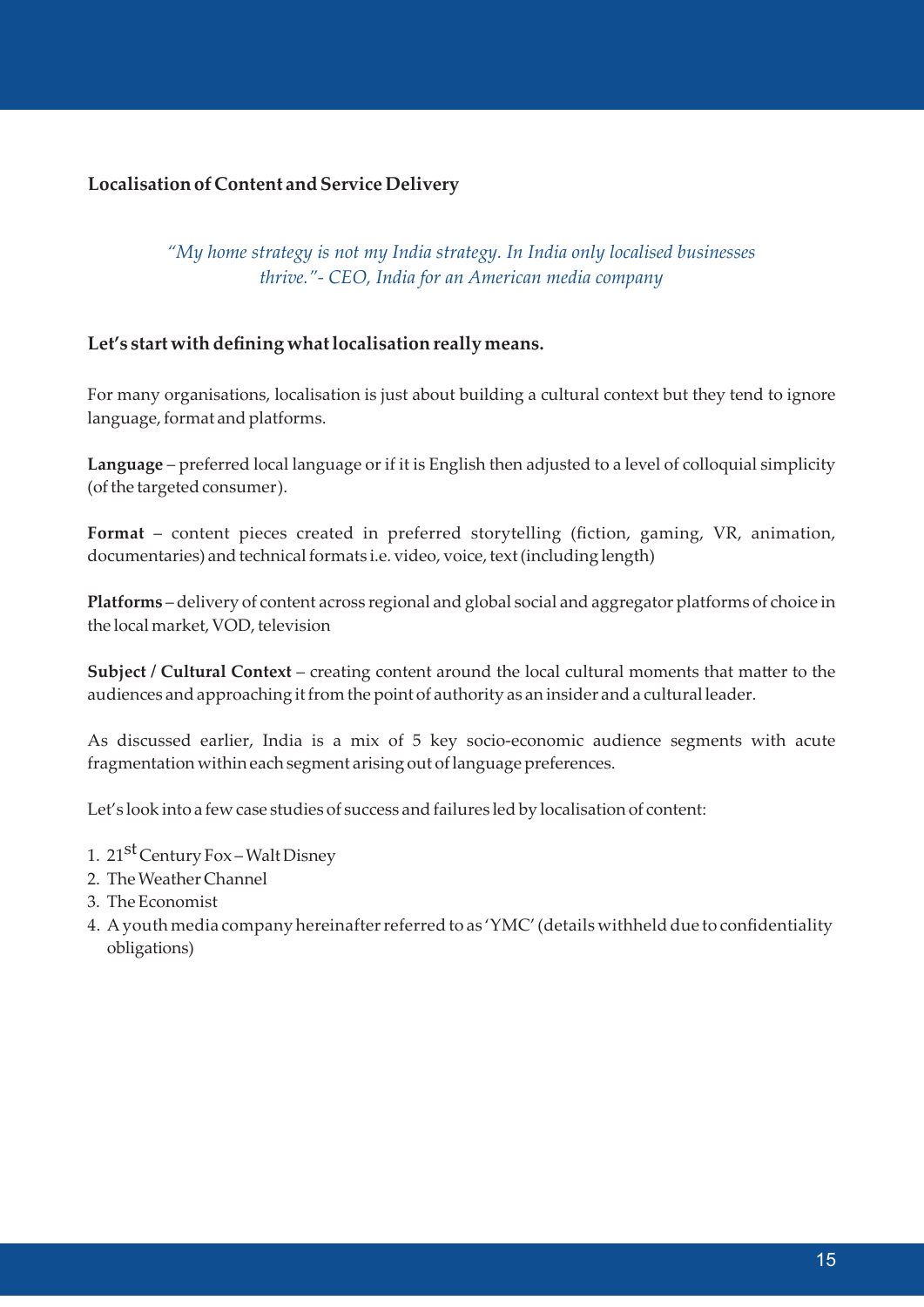## Localisation of Content and Service Delivery

*"My home strategy is not my India strategy. In India only localised businesses thrive."- CEO, India for an American media company*

**Let's start with defining what localisation really means.**

For many organisations, localisation is just about building a cultural context but they tend to ignore language, format and platforms.

**Language** – preferred local language or if it is English then adjusted to a level of colloquial simplicity (of the targeted consumer).

**Format** – content pieces created in preferred storytelling (fiction, gaming, VR, animation, documentaries) and technical formats i.e. video, voice, text (including length)

**Platforms** – delivery of content across regional and global social and aggregator platforms of choice in the local market, VOD, television

**Subject / Cultural Context** – creating content around the local cultural moments that matter to the audiences and approaching it from the point of authority as an insider and a cultural leader.

As discussed earlier, India is a mix of 5 key socio-economic audience segments with acute fragmentation within each segment arising out of language preferences.

Let's look into a few case studies of success and failures led by localisation of content:

1. 21st Century Fox – Walt Disney
2. The Weather Channel
3. The Economist
4. A youth media company hereinafter referred to as 'YMC' (details withheld due to confidentiality obligations)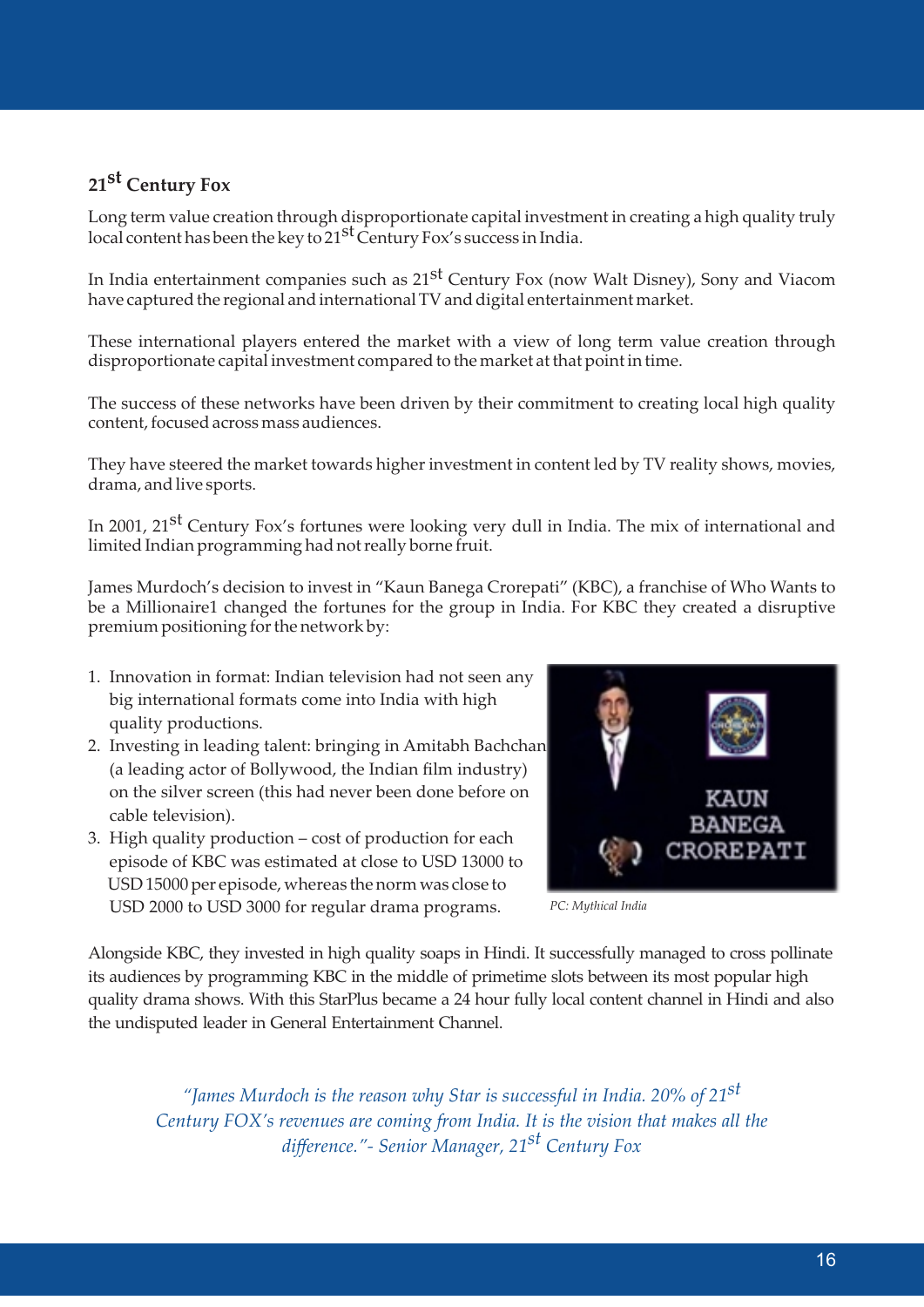## 21st Century Fox

Long term value creation through disproportionate capital investment in creating a high quality truly local content has been the key to 21st Century Fox's success in India.

In India entertainment companies such as 21st Century Fox (now Walt Disney), Sony and Viacom have captured the regional and international TV and digital entertainment market.

These international players entered the market with a view of long term value creation through disproportionate capital investment compared to the market at that point in time.

The success of these networks have been driven by their commitment to creating local high quality content, focused across mass audiences.

They have steered the market towards higher investment in content led by TV reality shows, movies, drama, and live sports.

In 2001, 21st Century Fox's fortunes were looking very dull in India. The mix of international and limited Indian programming had not really borne fruit.

James Murdoch's decision to invest in "Kaun Banega Crorepati" (KBC), a franchise of Who Wants to be a Millionaire1 changed the fortunes for the group in India. For KBC they created a disruptive premium positioning for the network by:

1. Innovation in format: Indian television had not seen any big international formats come into India with high quality productions.
2. Investing in leading talent: bringing in Amitabh Bachchan (a leading actor of Bollywood, the Indian film industry) on the silver screen (this had never been done before on cable television).
3. High quality production – cost of production for each episode of KBC was estimated at close to USD 13000 to USD 15000 per episode, whereas the norm was close to USD 2000 to USD 3000 for regular drama programs.

*PC: Mythical India*

Alongside KBC, they invested in high quality soaps in Hindi. It successfully managed to cross pollinate its audiences by programming KBC in the middle of primetime slots between its most popular high quality drama shows. With this StarPlus became a 24 hour fully local content channel in Hindi and also the undisputed leader in General Entertainment Channel.

*"James Murdoch is the reason why Star is successful in India. 20% of 21st Century FOX's revenues are coming from India. It is the vision that makes all the difference."- Senior Manager, 21st Century Fox*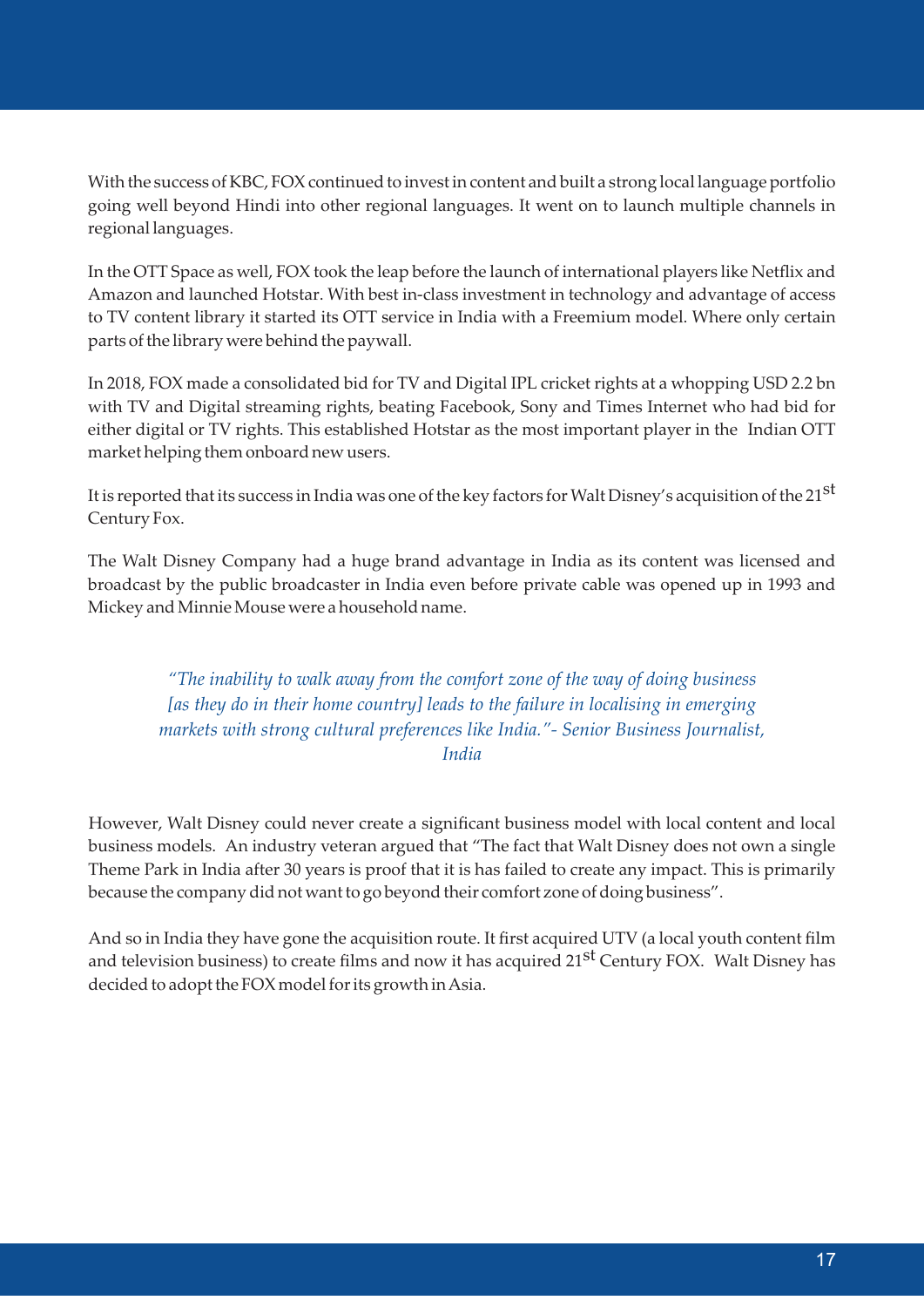With the success of KBC, FOX continued to invest in content and built a strong local language portfolio going well beyond Hindi into other regional languages. It went on to launch multiple channels in regional languages.

In the OTT Space as well, FOX took the leap before the launch of international players like Netflix and Amazon and launched Hotstar. With best in-class investment in technology and advantage of access to TV content library it started its OTT service in India with a Freemium model. Where only certain parts of the library were behind the paywall.

In 2018, FOX made a consolidated bid for TV and Digital IPL cricket rights at a whopping USD 2.2 bn with TV and Digital streaming rights, beating Facebook, Sony and Times Internet who had bid for either digital or TV rights. This established Hotstar as the most important player in the Indian OTT market helping them onboard new users.

It is reported that its success in India was one of the key factors for Walt Disney's acquisition of the 21st Century Fox.

The Walt Disney Company had a huge brand advantage in India as its content was licensed and broadcast by the public broadcaster in India even before private cable was opened up in 1993 and Mickey and Minnie Mouse were a household name.

> *"The inability to walk away from the comfort zone of the way of doing business [as they do in their home country] leads to the failure in localising in emerging markets with strong cultural preferences like India."- Senior Business Journalist, India*

However, Walt Disney could never create a significant business model with local content and local business models. An industry veteran argued that "The fact that Walt Disney does not own a single Theme Park in India after 30 years is proof that it is has failed to create any impact. This is primarily because the company did not want to go beyond their comfort zone of doing business".

And so in India they have gone the acquisition route. It first acquired UTV (a local youth content film and television business) to create films and now it has acquired 21st Century FOX. Walt Disney has decided to adopt the FOX model for its growth in Asia.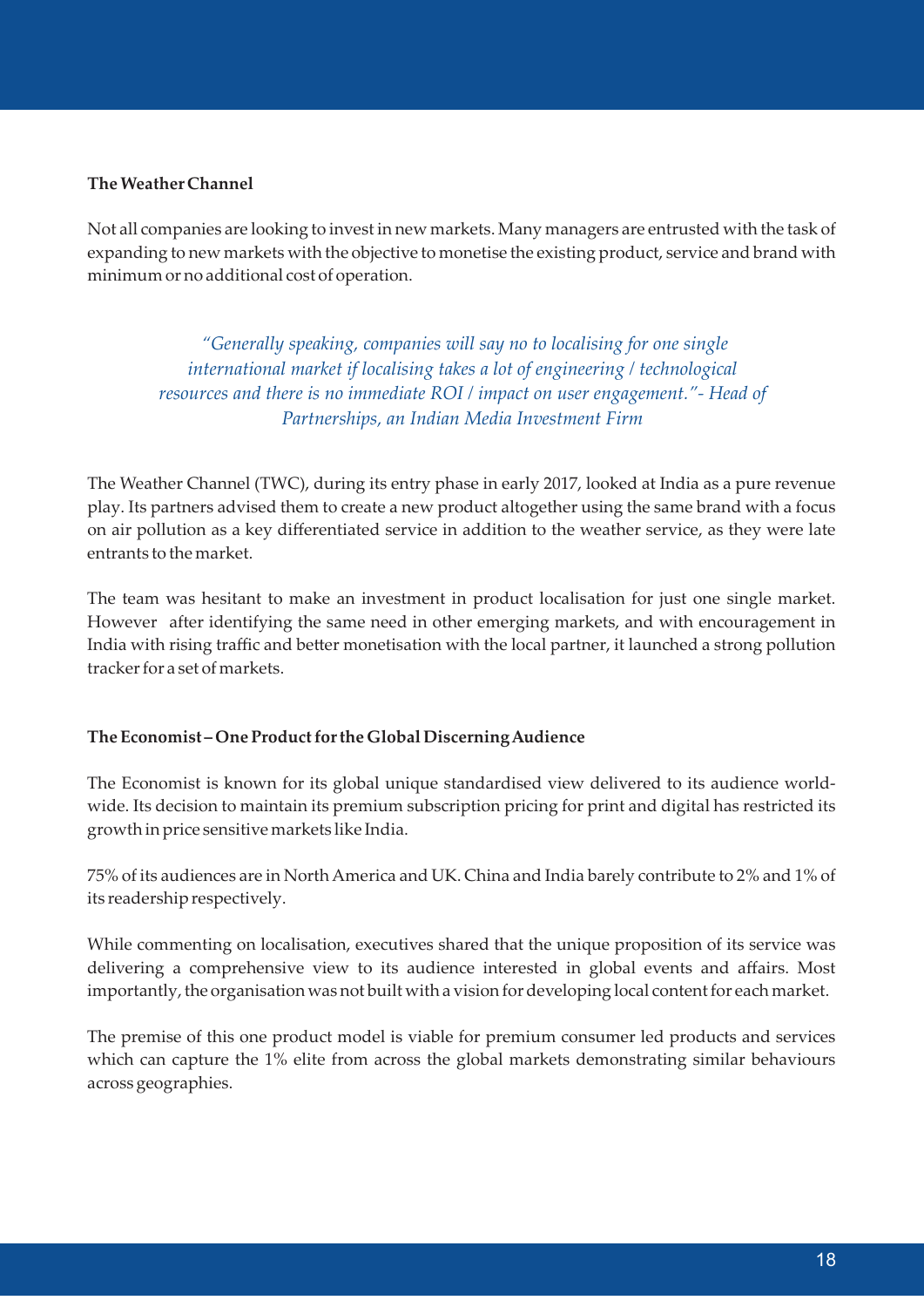**The Weather Channel**

Not all companies are looking to invest in new markets. Many managers are entrusted with the task of expanding to new markets with the objective to monetise the existing product, service and brand with minimum or no additional cost of operation.

> *"Generally speaking, companies will say no to localising for one single international market if localising takes a lot of engineering / technological resources and there is no immediate ROI / impact on user engagement."- Head of Partnerships, an Indian Media Investment Firm*

The Weather Channel (TWC), during its entry phase in early 2017, looked at India as a pure revenue play. Its partners advised them to create a new product altogether using the same brand with a focus on air pollution as a key differentiated service in addition to the weather service, as they were late entrants to the market.

The team was hesitant to make an investment in product localisation for just one single market. However after identifying the same need in other emerging markets, and with encouragement in India with rising traffic and better monetisation with the local partner, it launched a strong pollution tracker for a set of markets.

**The Economist – One Product for the Global Discerning Audience**

The Economist is known for its global unique standardised view delivered to its audience world-wide. Its decision to maintain its premium subscription pricing for print and digital has restricted its growth in price sensitive markets like India.

75% of its audiences are in North America and UK. China and India barely contribute to 2% and 1% of its readership respectively.

While commenting on localisation, executives shared that the unique proposition of its service was delivering a comprehensive view to its audience interested in global events and affairs. Most importantly, the organisation was not built with a vision for developing local content for each market.

The premise of this one product model is viable for premium consumer led products and services which can capture the 1% elite from across the global markets demonstrating similar behaviours across geographies.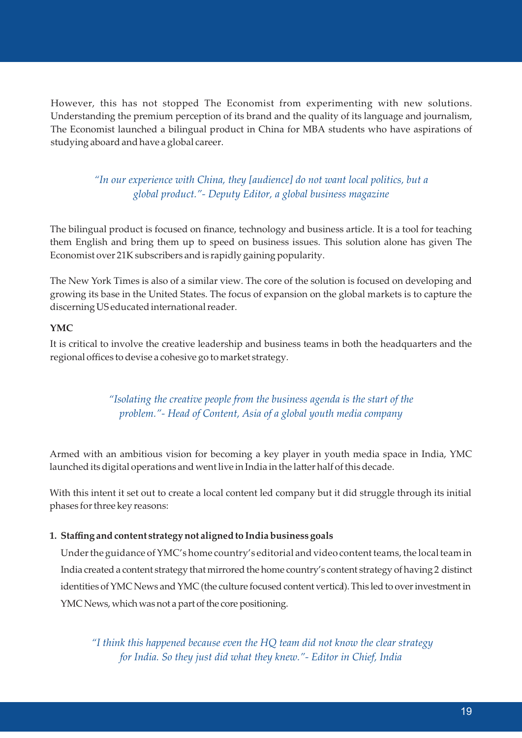However, this has not stopped The Economist from experimenting with new solutions. Understanding the premium perception of its brand and the quality of its language and journalism, The Economist launched a bilingual product in China for MBA students who have aspirations of studying aboard and have a global career.

> *"In our experience with China, they [audience] do not want local politics, but a global product."- Deputy Editor, a global business magazine*

The bilingual product is focused on finance, technology and business article. It is a tool for teaching them English and bring them up to speed on business issues. This solution alone has given The Economist over 21K subscribers and is rapidly gaining popularity.

The New York Times is also of a similar view. The core of the solution is focused on developing and growing its base in the United States. The focus of expansion on the global markets is to capture the discerning US educated international reader.

**YMC**

It is critical to involve the creative leadership and business teams in both the headquarters and the regional offices to devise a cohesive go to market strategy.

> *"Isolating the creative people from the business agenda is the start of the problem."- Head of Content, Asia of a global youth media company*

Armed with an ambitious vision for becoming a key player in youth media space in India, YMC launched its digital operations and went live in India in the latter half of this decade.

With this intent it set out to create a local content led company but it did struggle through its initial phases for three key reasons:

1. **Staffing and content strategy not aligned to India business goals**

   Under the guidance of YMC's home country's editorial and video content teams, the local team in India created a content strategy that mirrored the home country's content strategy of having 2 distinct identities of YMC News and YMC (the culture focused content vertical). This led to over investment in YMC News, which was not a part of the core positioning.

> *"I think this happened because even the HQ team did not know the clear strategy for India. So they just did what they knew."- Editor in Chief, India*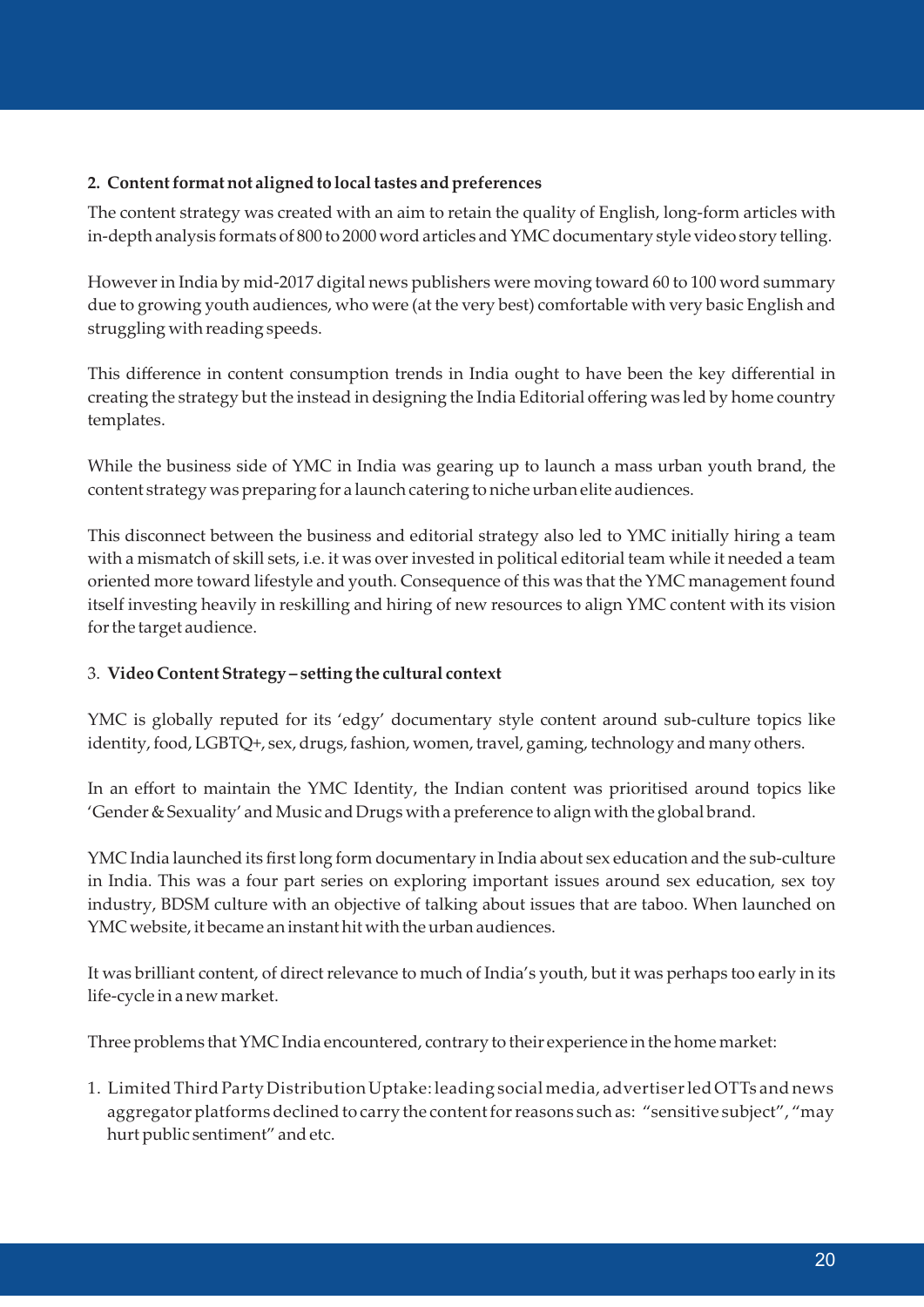**2. Content format not aligned to local tastes and preferences**

The content strategy was created with an aim to retain the quality of English, long-form articles with in-depth analysis formats of 800 to 2000 word articles and YMC documentary style video story telling.

However in India by mid-2017 digital news publishers were moving toward 60 to 100 word summary due to growing youth audiences, who were (at the very best) comfortable with very basic English and struggling with reading speeds.

This difference in content consumption trends in India ought to have been the key differential in creating the strategy but the instead in designing the India Editorial offering was led by home country templates.

While the business side of YMC in India was gearing up to launch a mass urban youth brand, the content strategy was preparing for a launch catering to niche urban elite audiences.

This disconnect between the business and editorial strategy also led to YMC initially hiring a team with a mismatch of skill sets, i.e. it was over invested in political editorial team while it needed a team oriented more toward lifestyle and youth. Consequence of this was that the YMC management found itself investing heavily in reskilling and hiring of new resources to align YMC content with its vision for the target audience.

3. **Video Content Strategy – setting the cultural context**

YMC is globally reputed for its 'edgy' documentary style content around sub-culture topics like identity, food, LGBTQ+, sex, drugs, fashion, women, travel, gaming, technology and many others.

In an effort to maintain the YMC Identity, the Indian content was prioritised around topics like 'Gender & Sexuality' and Music and Drugs with a preference to align with the global brand.

YMC India launched its first long form documentary in India about sex education and the sub-culture in India. This was a four part series on exploring important issues around sex education, sex toy industry, BDSM culture with an objective of talking about issues that are taboo. When launched on YMC website, it became an instant hit with the urban audiences.

It was brilliant content, of direct relevance to much of India's youth, but it was perhaps too early in its life-cycle in a new market.

Three problems that YMC India encountered, contrary to their experience in the home market:

1. Limited Third Party Distribution Uptake: leading social media, advertiser led OTTs and news aggregator platforms declined to carry the content for reasons such as: "sensitive subject", "may hurt public sentiment" and etc.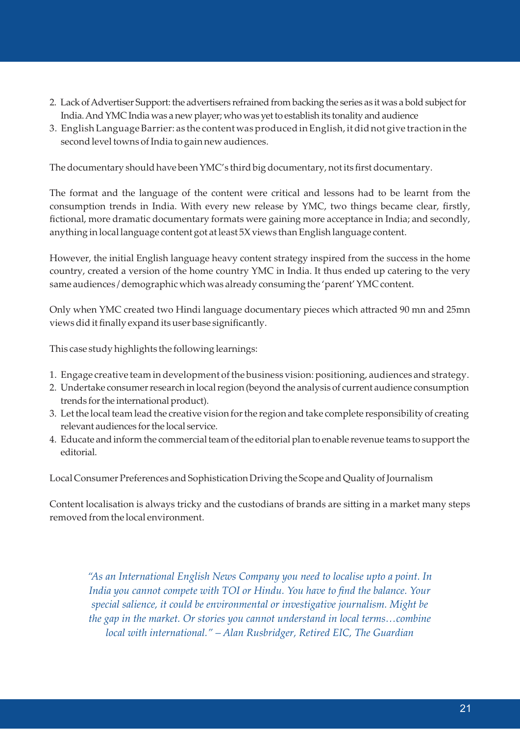2. Lack of Advertiser Support: the advertisers refrained from backing the series as it was a bold subject for India. And YMC India was a new player; who was yet to establish its tonality and audience
3. English Language Barrier: as the content was produced in English, it did not give traction in the second level towns of India to gain new audiences.

The documentary should have been YMC's third big documentary, not its first documentary.

The format and the language of the content were critical and lessons had to be learnt from the consumption trends in India. With every new release by YMC, two things became clear, firstly, fictional, more dramatic documentary formats were gaining more acceptance in India; and secondly, anything in local language content got at least 5X views than English language content.

However, the initial English language heavy content strategy inspired from the success in the home country, created a version of the home country YMC in India. It thus ended up catering to the very same audiences / demographic which was already consuming the 'parent' YMC content.

Only when YMC created two Hindi language documentary pieces which attracted 90 mn and 25mn views did it finally expand its user base significantly.

This case study highlights the following learnings:

1. Engage creative team in development of the business vision: positioning, audiences and strategy.
2. Undertake consumer research in local region (beyond the analysis of current audience consumption trends for the international product).
3. Let the local team lead the creative vision for the region and take complete responsibility of creating relevant audiences for the local service.
4. Educate and inform the commercial team of the editorial plan to enable revenue teams to support the editorial.

Local Consumer Preferences and Sophistication Driving the Scope and Quality of Journalism

Content localisation is always tricky and the custodians of brands are sitting in a market many steps removed from the local environment.

*"As an International English News Company you need to localise upto a point. In India you cannot compete with TOI or Hindu. You have to find the balance. Your special salience, it could be environmental or investigative journalism. Might be the gap in the market. Or stories you cannot understand in local terms…combine local with international." – Alan Rusbridger, Retired EIC, The Guardian*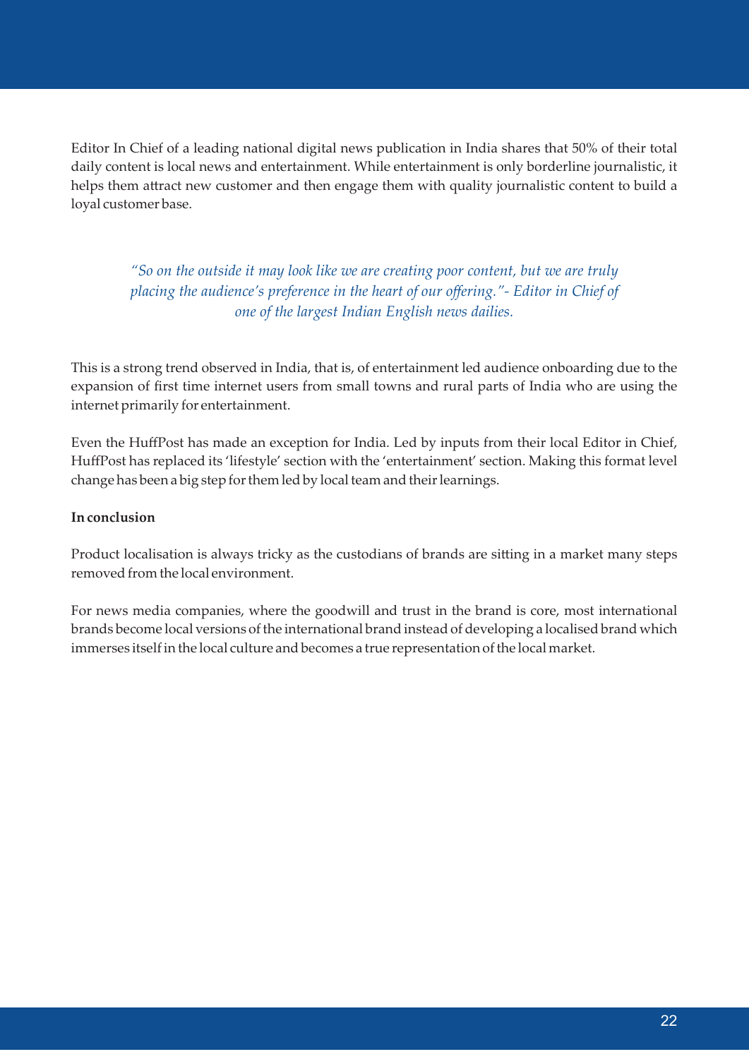Editor In Chief of a leading national digital news publication in India shares that 50% of their total daily content is local news and entertainment. While entertainment is only borderline journalistic, it helps them attract new customer and then engage them with quality journalistic content to build a loyal customer base.

> *"So on the outside it may look like we are creating poor content, but we are truly placing the audience's preference in the heart of our offering."- Editor in Chief of one of the largest Indian English news dailies.*

This is a strong trend observed in India, that is, of entertainment led audience onboarding due to the expansion of first time internet users from small towns and rural parts of India who are using the internet primarily for entertainment.

Even the HuffPost has made an exception for India. Led by inputs from their local Editor in Chief, HuffPost has replaced its 'lifestyle' section with the 'entertainment' section. Making this format level change has been a big step for them led by local team and their learnings.

**In conclusion**

Product localisation is always tricky as the custodians of brands are sitting in a market many steps removed from the local environment.

For news media companies, where the goodwill and trust in the brand is core, most international brands become local versions of the international brand instead of developing a localised brand which immerses itself in the local culture and becomes a true representation of the local market.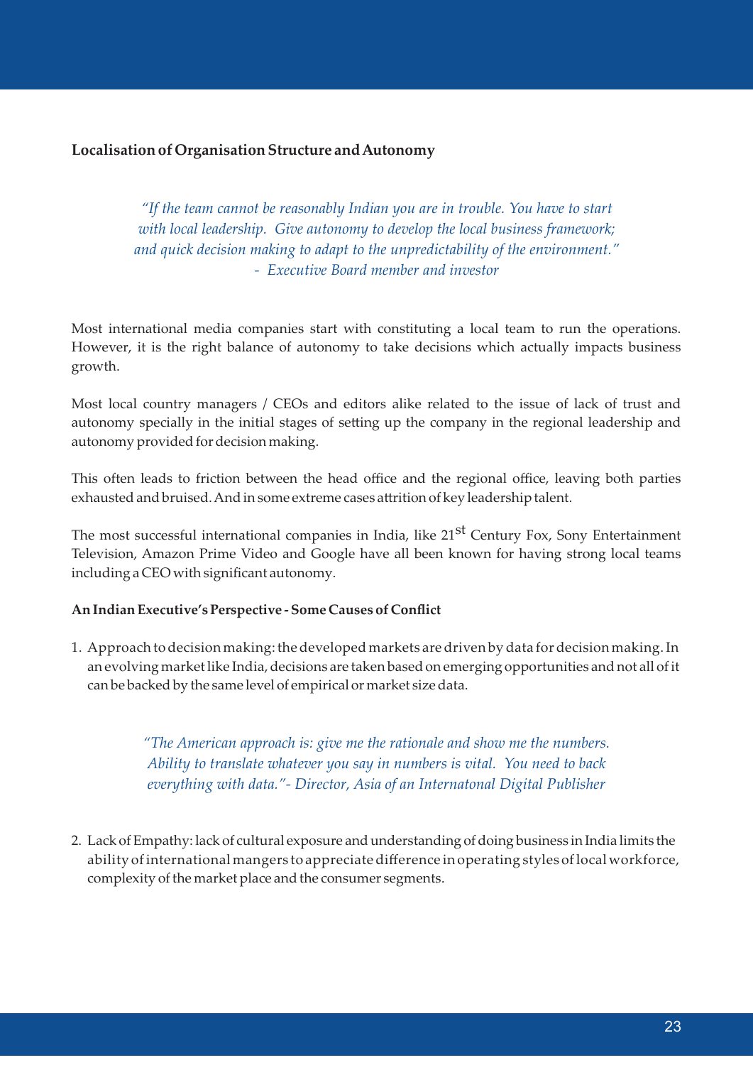**Localisation of Organisation Structure and Autonomy**

> *"If the team cannot be reasonably Indian you are in trouble. You have to start with local leadership. Give autonomy to develop the local business framework; and quick decision making to adapt to the unpredictability of the environment."*
> *- Executive Board member and investor*

Most international media companies start with constituting a local team to run the operations. However, it is the right balance of autonomy to take decisions which actually impacts business growth.

Most local country managers / CEOs and editors alike related to the issue of lack of trust and autonomy specially in the initial stages of setting up the company in the regional leadership and autonomy provided for decision making.

This often leads to friction between the head office and the regional office, leaving both parties exhausted and bruised. And in some extreme cases attrition of key leadership talent.

The most successful international companies in India, like 21st Century Fox, Sony Entertainment Television, Amazon Prime Video and Google have all been known for having strong local teams including a CEO with significant autonomy.

**An Indian Executive's Perspective - Some Causes of Conflict**

1. Approach to decision making: the developed markets are driven by data for decision making. In an evolving market like India, decisions are taken based on emerging opportunities and not all of it can be backed by the same level of empirical or market size data.

> *"The American approach is: give me the rationale and show me the numbers. Ability to translate whatever you say in numbers is vital. You need to back everything with data."- Director, Asia of an Internatonal Digital Publisher*

2. Lack of Empathy: lack of cultural exposure and understanding of doing business in India limits the ability of international mangers to appreciate difference in operating styles of local workforce, complexity of the market place and the consumer segments.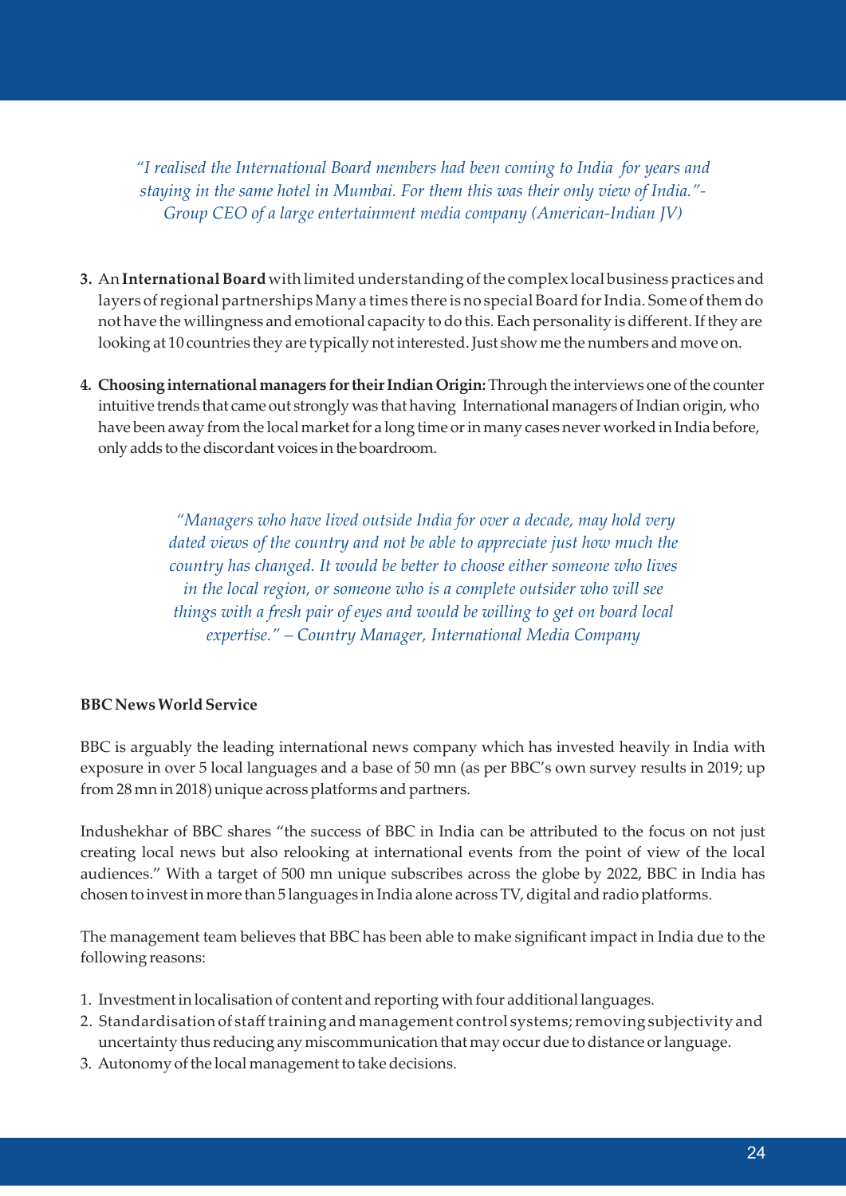*"I realised the International Board members had been coming to India for years and staying in the same hotel in Mumbai. For them this was their only view of India."- Group CEO of a large entertainment media company (American-Indian JV)*

3. An **International Board** with limited understanding of the complex local business practices and layers of regional partnerships Many a times there is no special Board for India. Some of them do not have the willingness and emotional capacity to do this. Each personality is different. If they are looking at 10 countries they are typically not interested. Just show me the numbers and move on.

4. **Choosing international managers for their Indian Origin:** Through the interviews one of the counter intuitive trends that came out strongly was that having International managers of Indian origin, who have been away from the local market for a long time or in many cases never worked in India before, only adds to the discordant voices in the boardroom.

*"Managers who have lived outside India for over a decade, may hold very dated views of the country and not be able to appreciate just how much the country has changed. It would be better to choose either someone who lives in the local region, or someone who is a complete outsider who will see things with a fresh pair of eyes and would be willing to get on board local expertise." – Country Manager, International Media Company*

**BBC News World Service**

BBC is arguably the leading international news company which has invested heavily in India with exposure in over 5 local languages and a base of 50 mn (as per BBC's own survey results in 2019; up from 28 mn in 2018) unique across platforms and partners.

Indushekhar of BBC shares "the success of BBC in India can be attributed to the focus on not just creating local news but also relooking at international events from the point of view of the local audiences." With a target of 500 mn unique subscribes across the globe by 2022, BBC in India has chosen to invest in more than 5 languages in India alone across TV, digital and radio platforms.

The management team believes that BBC has been able to make significant impact in India due to the following reasons:

1. Investment in localisation of content and reporting with four additional languages.
2. Standardisation of staff training and management control systems; removing subjectivity and uncertainty thus reducing any miscommunication that may occur due to distance or language.
3. Autonomy of the local management to take decisions.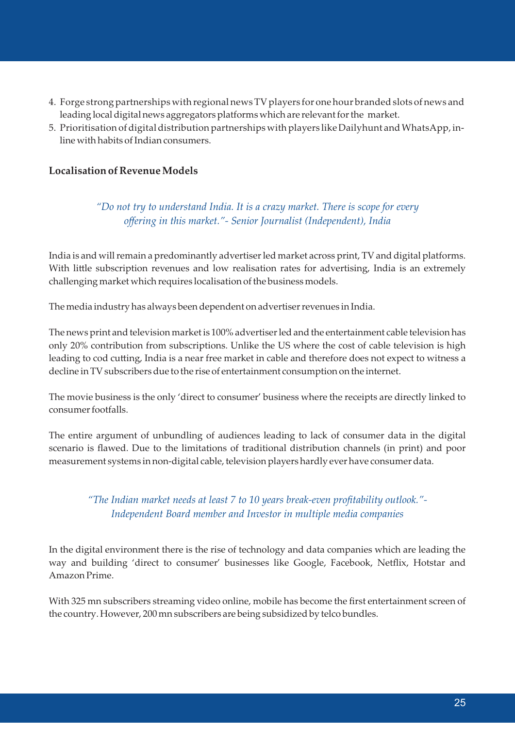4. Forge strong partnerships with regional news TV players for one hour branded slots of news and leading local digital news aggregators platforms which are relevant for the market.
5. Prioritisation of digital distribution partnerships with players like Dailyhunt and WhatsApp, in-line with habits of Indian consumers.

**Localisation of Revenue Models**

*"Do not try to understand India. It is a crazy market. There is scope for every offering in this market."- Senior Journalist (Independent), India*

India is and will remain a predominantly advertiser led market across print, TV and digital platforms. With little subscription revenues and low realisation rates for advertising, India is an extremely challenging market which requires localisation of the business models.

The media industry has always been dependent on advertiser revenues in India.

The news print and television market is 100% advertiser led and the entertainment cable television has only 20% contribution from subscriptions. Unlike the US where the cost of cable television is high leading to cod cutting, India is a near free market in cable and therefore does not expect to witness a decline in TV subscribers due to the rise of entertainment consumption on the internet.

The movie business is the only 'direct to consumer' business where the receipts are directly linked to consumer footfalls.

The entire argument of unbundling of audiences leading to lack of consumer data in the digital scenario is flawed. Due to the limitations of traditional distribution channels (in print) and poor measurement systems in non-digital cable, television players hardly ever have consumer data.

*"The Indian market needs at least 7 to 10 years break-even profitability outlook."- Independent Board member and Investor in multiple media companies*

In the digital environment there is the rise of technology and data companies which are leading the way and building 'direct to consumer' businesses like Google, Facebook, Netflix, Hotstar and Amazon Prime.

With 325 mn subscribers streaming video online, mobile has become the first entertainment screen of the country. However, 200 mn subscribers are being subsidized by telco bundles.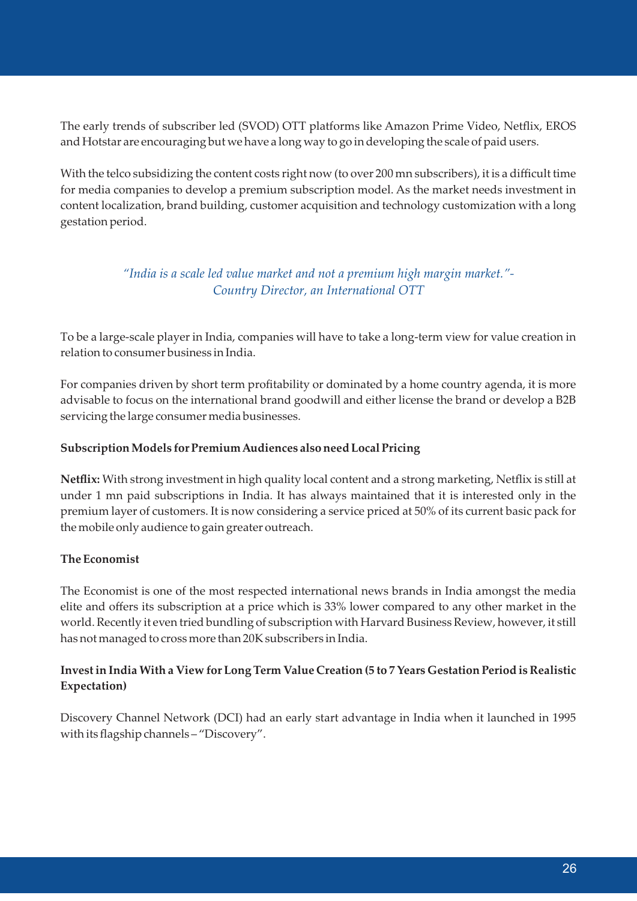The early trends of subscriber led (SVOD) OTT platforms like Amazon Prime Video, Netflix, EROS and Hotstar are encouraging but we have a long way to go in developing the scale of paid users.

With the telco subsidizing the content costs right now (to over 200 mn subscribers), it is a difficult time for media companies to develop a premium subscription model. As the market needs investment in content localization, brand building, customer acquisition and technology customization with a long gestation period.

> *"India is a scale led value market and not a premium high margin market."- Country Director, an International OTT*

To be a large-scale player in India, companies will have to take a long-term view for value creation in relation to consumer business in India.

For companies driven by short term profitability or dominated by a home country agenda, it is more advisable to focus on the international brand goodwill and either license the brand or develop a B2B servicing the large consumer media businesses.

**Subscription Models for Premium Audiences also need Local Pricing**

**Netflix:** With strong investment in high quality local content and a strong marketing, Netflix is still at under 1 mn paid subscriptions in India. It has always maintained that it is interested only in the premium layer of customers. It is now considering a service priced at 50% of its current basic pack for the mobile only audience to gain greater outreach.

**The Economist**

The Economist is one of the most respected international news brands in India amongst the media elite and offers its subscription at a price which is 33% lower compared to any other market in the world. Recently it even tried bundling of subscription with Harvard Business Review, however, it still has not managed to cross more than 20K subscribers in India.

**Invest in India With a View for Long Term Value Creation (5 to 7 Years Gestation Period is Realistic Expectation)**

Discovery Channel Network (DCI) had an early start advantage in India when it launched in 1995 with its flagship channels – "Discovery".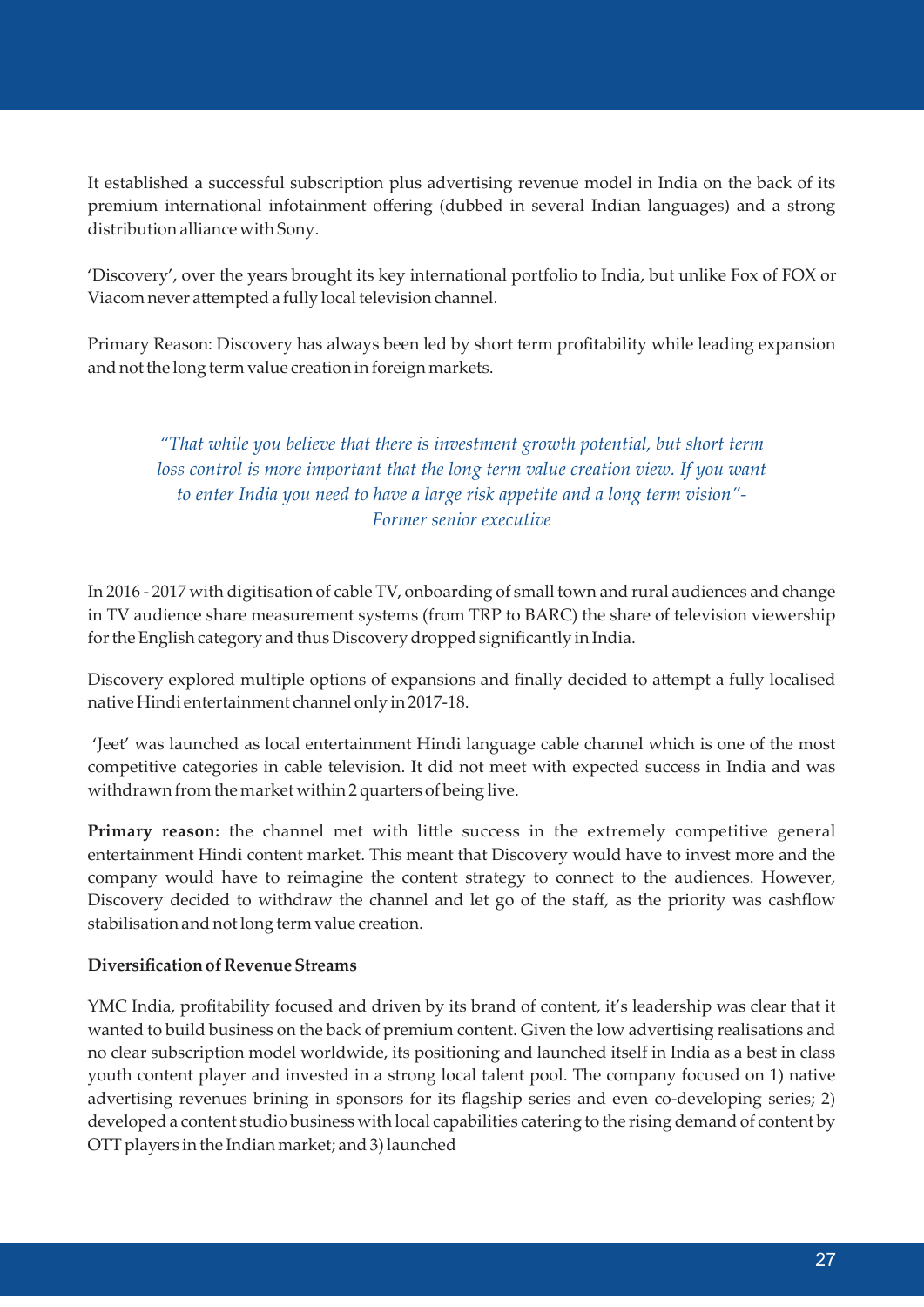It established a successful subscription plus advertising revenue model in India on the back of its premium international infotainment offering (dubbed in several Indian languages) and a strong distribution alliance with Sony.

'Discovery', over the years brought its key international portfolio to India, but unlike Fox of FOX or Viacom never attempted a fully local television channel.

Primary Reason: Discovery has always been led by short term profitability while leading expansion and not the long term value creation in foreign markets.

> *"That while you believe that there is investment growth potential, but short term loss control is more important that the long term value creation view. If you want to enter India you need to have a large risk appetite and a long term vision"- Former senior executive*

In 2016 - 2017 with digitisation of cable TV, onboarding of small town and rural audiences and change in TV audience share measurement systems (from TRP to BARC) the share of television viewership for the English category and thus Discovery dropped significantly in India.

Discovery explored multiple options of expansions and finally decided to attempt a fully localised native Hindi entertainment channel only in 2017-18.

'Jeet' was launched as local entertainment Hindi language cable channel which is one of the most competitive categories in cable television. It did not meet with expected success in India and was withdrawn from the market within 2 quarters of being live.

**Primary reason:** the channel met with little success in the extremely competitive general entertainment Hindi content market. This meant that Discovery would have to invest more and the company would have to reimagine the content strategy to connect to the audiences. However, Discovery decided to withdraw the channel and let go of the staff, as the priority was cashflow stabilisation and not long term value creation.

**Diversification of Revenue Streams**

YMC India, profitability focused and driven by its brand of content, it's leadership was clear that it wanted to build business on the back of premium content. Given the low advertising realisations and no clear subscription model worldwide, its positioning and launched itself in India as a best in class youth content player and invested in a strong local talent pool. The company focused on 1) native advertising revenues brining in sponsors for its flagship series and even co-developing series; 2) developed a content studio business with local capabilities catering to the rising demand of content by OTT players in the Indian market; and 3) launched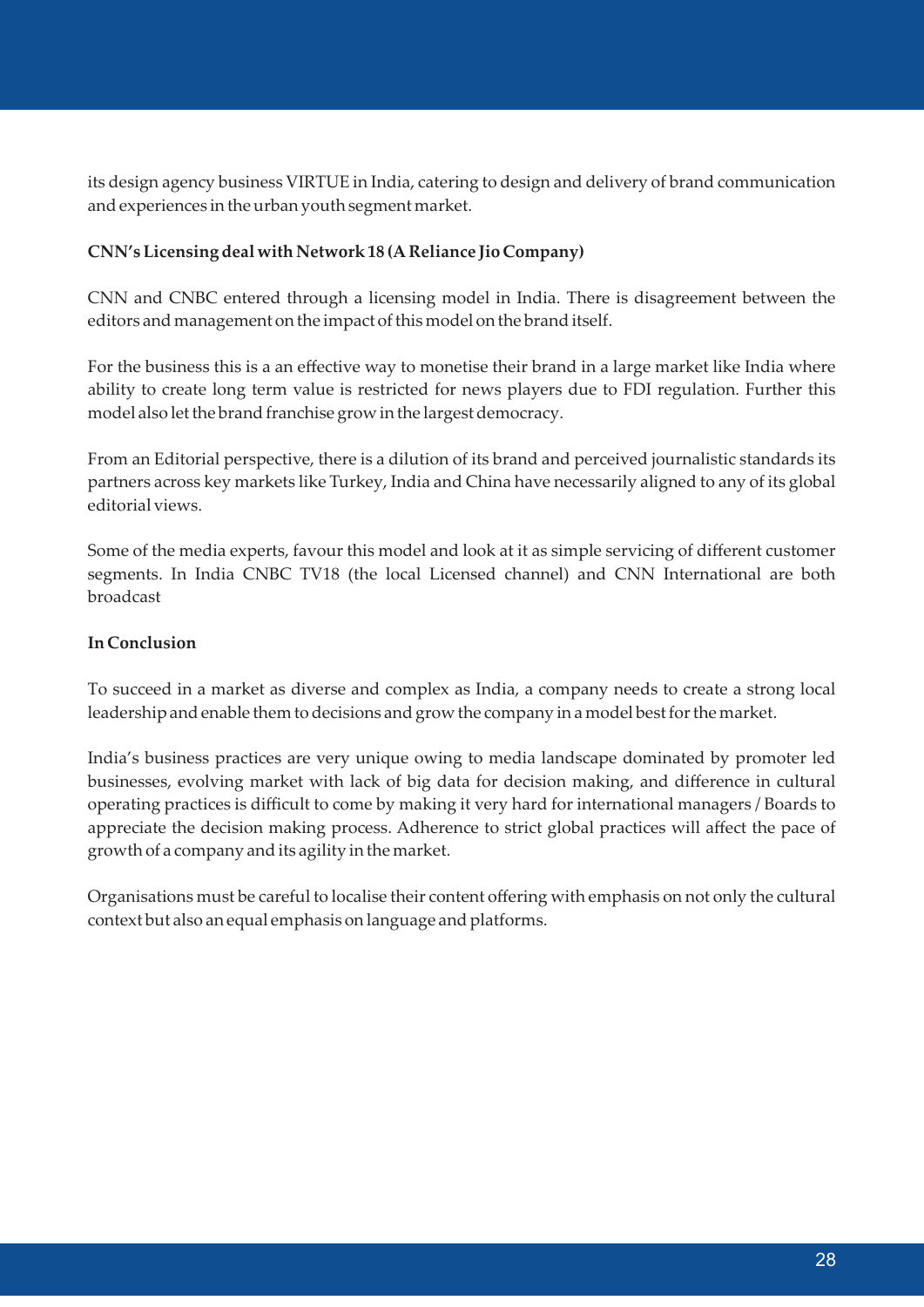its design agency business VIRTUE in India, catering to design and delivery of brand communication and experiences in the urban youth segment market.

**CNN's Licensing deal with Network 18 (A Reliance Jio Company)**

CNN and CNBC entered through a licensing model in India. There is disagreement between the editors and management on the impact of this model on the brand itself.

For the business this is a an effective way to monetise their brand in a large market like India where ability to create long term value is restricted for news players due to FDI regulation. Further this model also let the brand franchise grow in the largest democracy.

From an Editorial perspective, there is a dilution of its brand and perceived journalistic standards its partners across key markets like Turkey, India and China have necessarily aligned to any of its global editorial views.

Some of the media experts, favour this model and look at it as simple servicing of different customer segments. In India CNBC TV18 (the local Licensed channel) and CNN International are both broadcast

**In Conclusion**

To succeed in a market as diverse and complex as India, a company needs to create a strong local leadership and enable them to decisions and grow the company in a model best for the market.

India's business practices are very unique owing to media landscape dominated by promoter led businesses, evolving market with lack of big data for decision making, and difference in cultural operating practices is difficult to come by making it very hard for international managers / Boards to appreciate the decision making process. Adherence to strict global practices will affect the pace of growth of a company and its agility in the market.

Organisations must be careful to localise their content offering with emphasis on not only the cultural context but also an equal emphasis on language and platforms.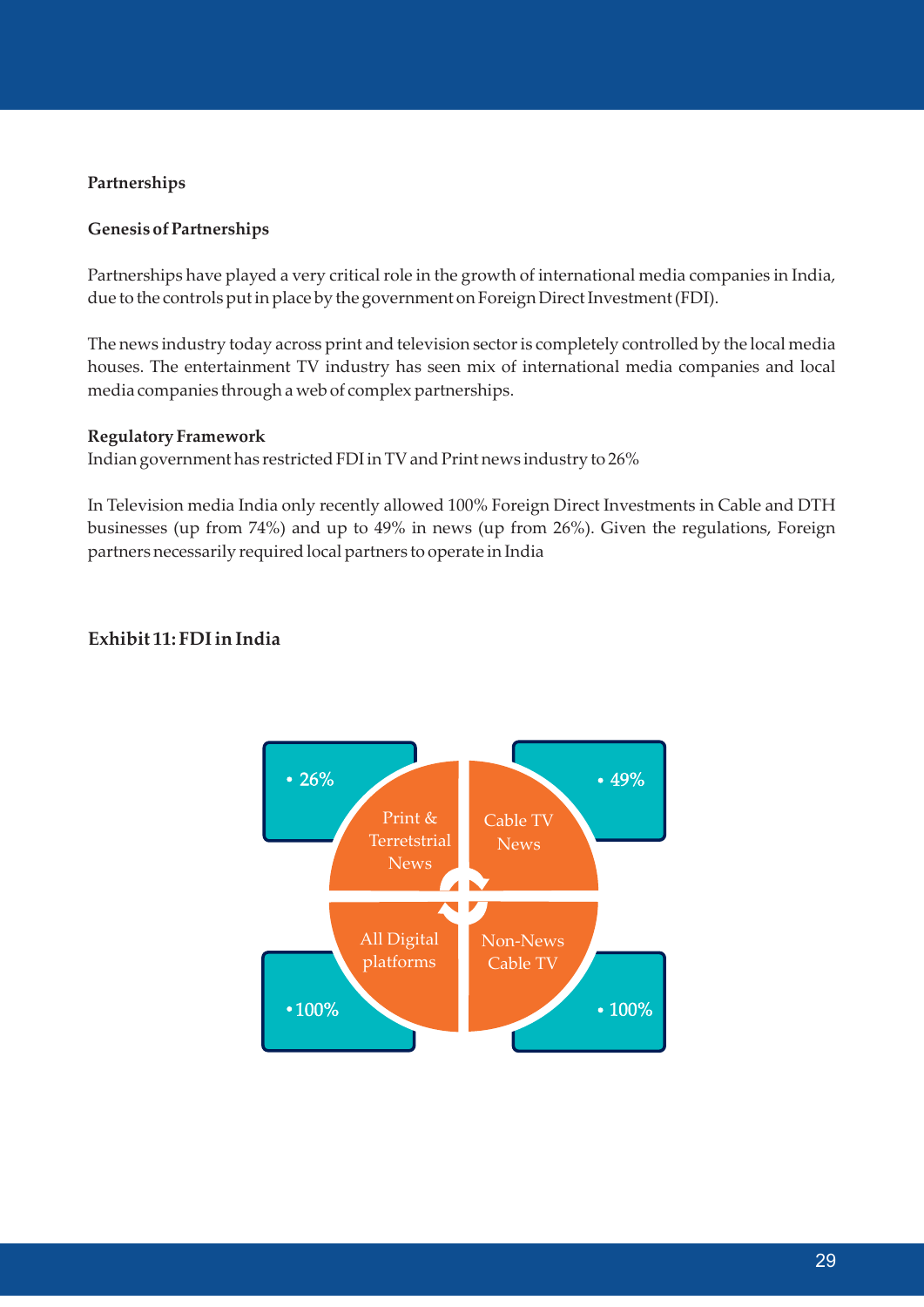**Partnerships**

**Genesis of Partnerships**

Partnerships have played a very critical role in the growth of international media companies in India, due to the controls put in place by the government on Foreign Direct Investment (FDI).

The news industry today across print and television sector is completely controlled by the local media houses. The entertainment TV industry has seen mix of international media companies and local media companies through a web of complex partnerships.

**Regulatory Framework**
Indian government has restricted FDI in TV and Print news industry to 26%

In Television media India only recently allowed 100% Foreign Direct Investments in Cable and DTH businesses (up from 74%) and up to 49% in news (up from 26%). Given the regulations, Foreign partners necessarily required local partners to operate in India

**Exhibit 11: FDI in India**

| Segment | FDI limit |
|---|---|
| Print & Terretstrial News | 26% |
| Cable TV News | 49% |
| All Digital platforms | 100% |
| Non-News Cable TV | 100% |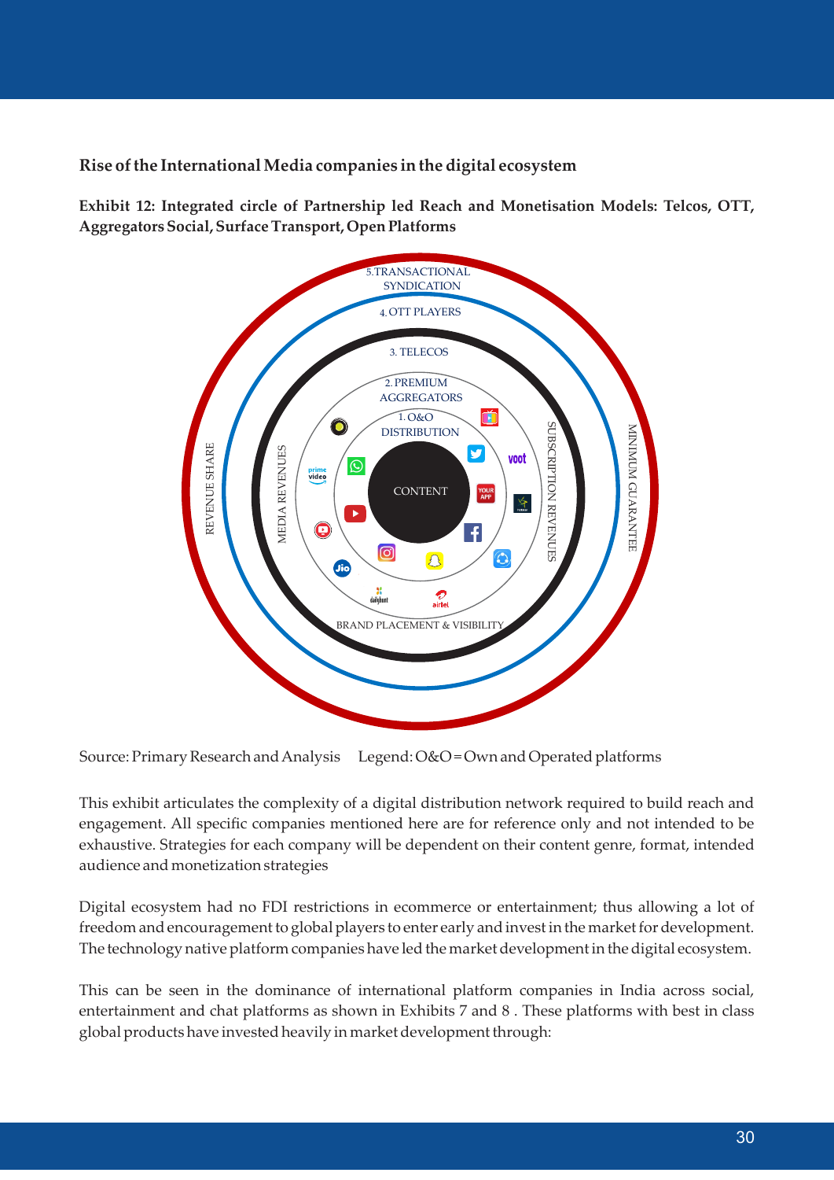## Rise of the International Media companies in the digital ecosystem

**Exhibit 12: Integrated circle of Partnership led Reach and Monetisation Models: Telcos, OTT, Aggregators Social, Surface Transport, Open Platforms**

5.TRANSACTIONAL SYNDICATION

4. OTT PLAYERS

3. TELECOS

2. PREMIUM AGGREGATORS

1. O&O DISTRIBUTION

CONTENT

REVENUE SHARE

MEDIA REVENUES

SUBSCRIPTION REVENUES

MINIMUM GUARANTEE

BRAND PLACEMENT & VISIBILITY

Source: Primary Research and Analysis     Legend: O&O = Own and Operated platforms

This exhibit articulates the complexity of a digital distribution network required to build reach and engagement. All specific companies mentioned here are for reference only and not intended to be exhaustive. Strategies for each company will be dependent on their content genre, format, intended audience and monetization strategies

Digital ecosystem had no FDI restrictions in ecommerce or entertainment; thus allowing a lot of freedom and encouragement to global players to enter early and invest in the market for development. The technology native platform companies have led the market development in the digital ecosystem.

This can be seen in the dominance of international platform companies in India across social, entertainment and chat platforms as shown in Exhibits 7 and 8 . These platforms with best in class global products have invested heavily in market development through: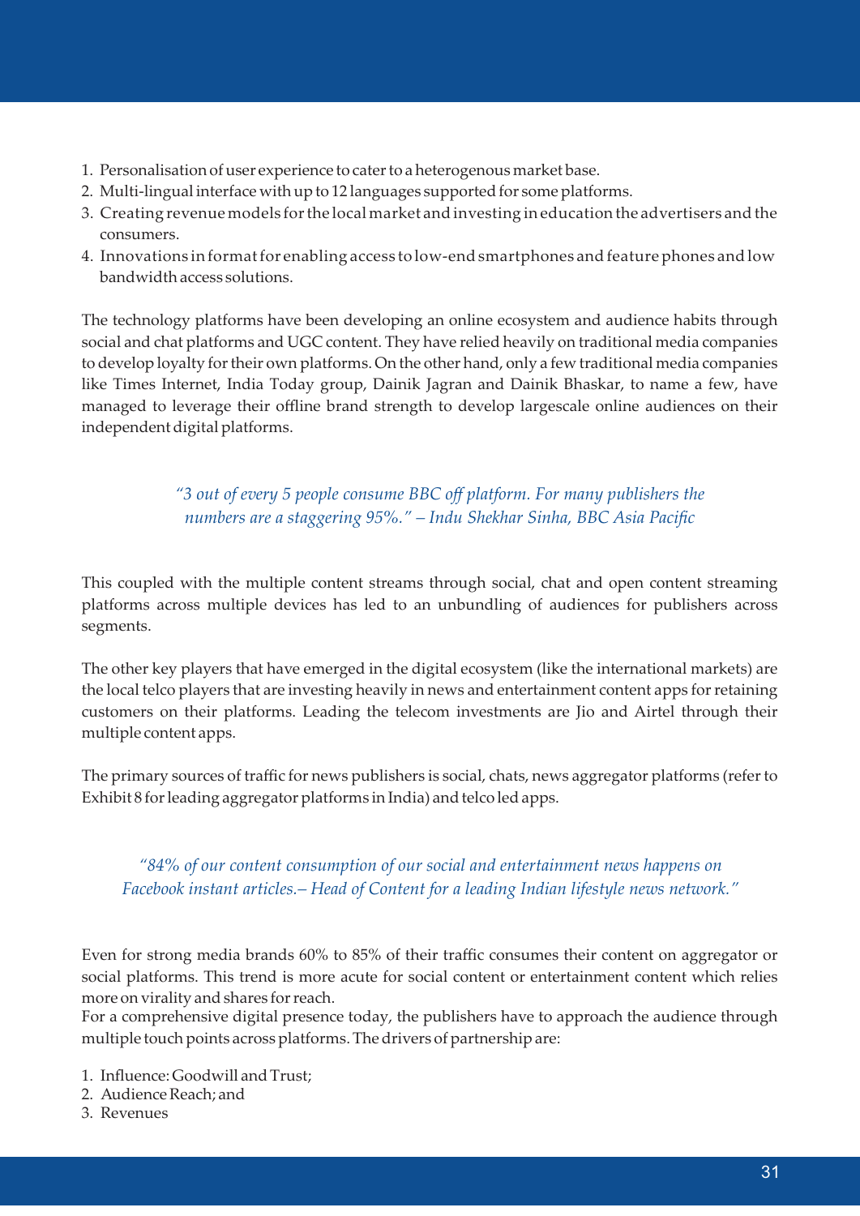1. Personalisation of user experience to cater to a heterogenous market base.
2. Multi-lingual interface with up to 12 languages supported for some platforms.
3. Creating revenue models for the local market and investing in education the advertisers and the consumers.
4. Innovations in format for enabling access to low-end smartphones and feature phones and low bandwidth access solutions.

The technology platforms have been developing an online ecosystem and audience habits through social and chat platforms and UGC content. They have relied heavily on traditional media companies to develop loyalty for their own platforms. On the other hand, only a few traditional media companies like Times Internet, India Today group, Dainik Jagran and Dainik Bhaskar, to name a few, have managed to leverage their offline brand strength to develop largescale online audiences on their independent digital platforms.

*"3 out of every 5 people consume BBC off platform. For many publishers the numbers are a staggering 95%." – Indu Shekhar Sinha, BBC Asia Pacific*

This coupled with the multiple content streams through social, chat and open content streaming platforms across multiple devices has led to an unbundling of audiences for publishers across segments.

The other key players that have emerged in the digital ecosystem (like the international markets) are the local telco players that are investing heavily in news and entertainment content apps for retaining customers on their platforms. Leading the telecom investments are Jio and Airtel through their multiple content apps.

The primary sources of traffic for news publishers is social, chats, news aggregator platforms (refer to Exhibit 8 for leading aggregator platforms in India) and telco led apps.

*"84% of our content consumption of our social and entertainment news happens on Facebook instant articles.– Head of Content for a leading Indian lifestyle news network."*

Even for strong media brands 60% to 85% of their traffic consumes their content on aggregator or social platforms. This trend is more acute for social content or entertainment content which relies more on virality and shares for reach.

For a comprehensive digital presence today, the publishers have to approach the audience through multiple touch points across platforms. The drivers of partnership are:

1. Influence: Goodwill and Trust;
2. Audience Reach; and
3. Revenues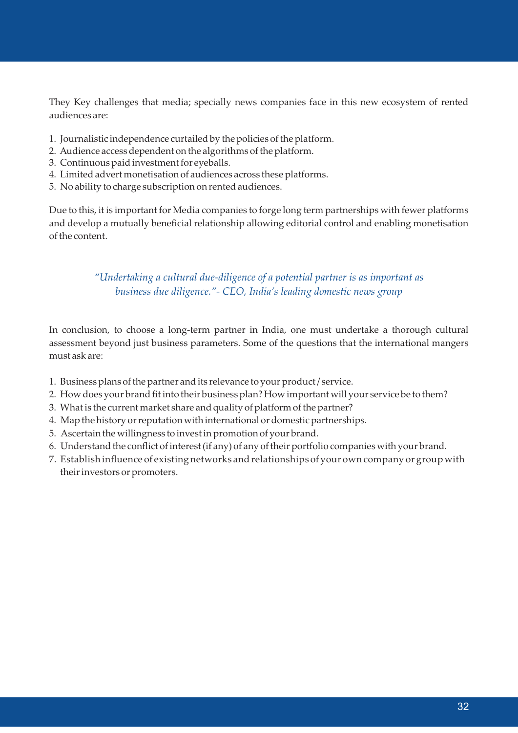They Key challenges that media; specially news companies face in this new ecosystem of rented audiences are:

1. Journalistic independence curtailed by the policies of the platform.
2. Audience access dependent on the algorithms of the platform.
3. Continuous paid investment for eyeballs.
4. Limited advert monetisation of audiences across these platforms.
5. No ability to charge subscription on rented audiences.

Due to this, it is important for Media companies to forge long term partnerships with fewer platforms and develop a mutually beneficial relationship allowing editorial control and enabling monetisation of the content.

*"Undertaking a cultural due-diligence of a potential partner is as important as business due diligence."- CEO, India's leading domestic news group*

In conclusion, to choose a long-term partner in India, one must undertake a thorough cultural assessment beyond just business parameters. Some of the questions that the international mangers must ask are:

1. Business plans of the partner and its relevance to your product / service.
2. How does your brand fit into their business plan? How important will your service be to them?
3. What is the current market share and quality of platform of the partner?
4. Map the history or reputation with international or domestic partnerships.
5. Ascertain the willingness to invest in promotion of your brand.
6. Understand the conflict of interest (if any) of any of their portfolio companies with your brand.
7. Establish influence of existing networks and relationships of your own company or group with their investors or promoters.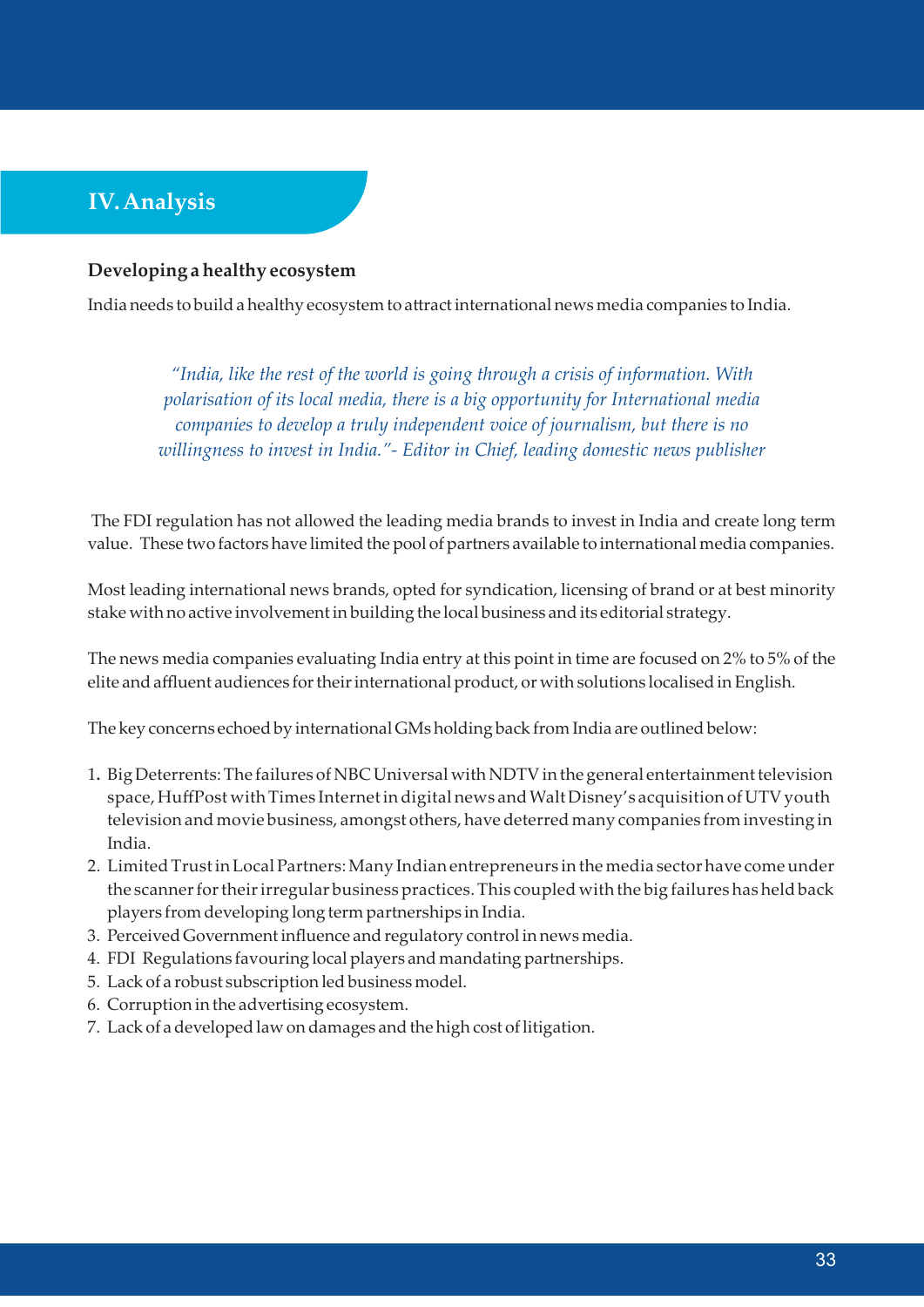## IV. Analysis

### Developing a healthy ecosystem

India needs to build a healthy ecosystem to attract international news media companies to India.

> *"India, like the rest of the world is going through a crisis of information. With polarisation of its local media, there is a big opportunity for International media companies to develop a truly independent voice of journalism, but there is no willingness to invest in India."- Editor in Chief, leading domestic news publisher*

The FDI regulation has not allowed the leading media brands to invest in India and create long term value. These two factors have limited the pool of partners available to international media companies.

Most leading international news brands, opted for syndication, licensing of brand or at best minority stake with no active involvement in building the local business and its editorial strategy.

The news media companies evaluating India entry at this point in time are focused on 2% to 5% of the elite and affluent audiences for their international product, or with solutions localised in English.

The key concerns echoed by international GMs holding back from India are outlined below:

1. Big Deterrents: The failures of NBC Universal with NDTV in the general entertainment television space, HuffPost with Times Internet in digital news and Walt Disney's acquisition of UTV youth television and movie business, amongst others, have deterred many companies from investing in India.
2. Limited Trust in Local Partners: Many Indian entrepreneurs in the media sector have come under the scanner for their irregular business practices. This coupled with the big failures has held back players from developing long term partnerships in India.
3. Perceived Government influence and regulatory control in news media.
4. FDI Regulations favouring local players and mandating partnerships.
5. Lack of a robust subscription led business model.
6. Corruption in the advertising ecosystem.
7. Lack of a developed law on damages and the high cost of litigation.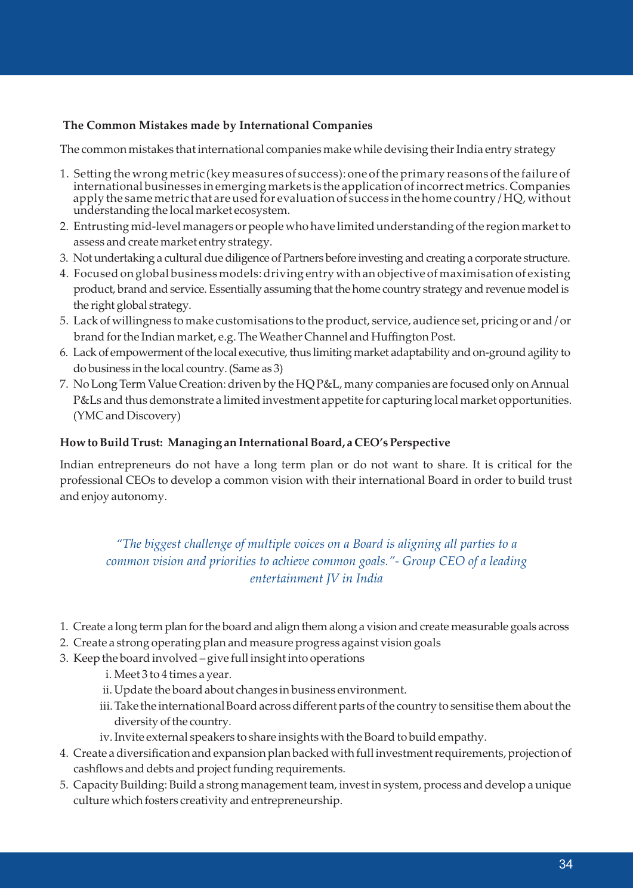**The Common Mistakes made by International Companies**

The common mistakes that international companies make while devising their India entry strategy

1. Setting the wrong metric (key measures of success): one of the primary reasons of the failure of international businesses in emerging markets is the application of incorrect metrics. Companies apply the same metric that are used for evaluation of success in the home country / HQ, without understanding the local market ecosystem.
2. Entrusting mid-level managers or people who have limited understanding of the region market to assess and create market entry strategy.
3. Not undertaking a cultural due diligence of Partners before investing and creating a corporate structure.
4. Focused on global business models: driving entry with an objective of maximisation of existing product, brand and service. Essentially assuming that the home country strategy and revenue model is the right global strategy.
5. Lack of willingness to make customisations to the product, service, audience set, pricing or and / or brand for the Indian market, e.g. The Weather Channel and Huffington Post.
6. Lack of empowerment of the local executive, thus limiting market adaptability and on-ground agility to do business in the local country. (Same as 3)
7. No Long Term Value Creation: driven by the HQ P&L, many companies are focused only on Annual P&Ls and thus demonstrate a limited investment appetite for capturing local market opportunities. (YMC and Discovery)

**How to Build Trust: Managing an International Board, a CEO's Perspective**

Indian entrepreneurs do not have a long term plan or do not want to share. It is critical for the professional CEOs to develop a common vision with their international Board in order to build trust and enjoy autonomy.

> *"The biggest challenge of multiple voices on a Board is aligning all parties to a common vision and priorities to achieve common goals."- Group CEO of a leading entertainment JV in India*

1. Create a long term plan for the board and align them along a vision and create measurable goals across
2. Create a strong operating plan and measure progress against vision goals
3. Keep the board involved – give full insight into operations
   - i. Meet 3 to 4 times a year.
   - ii. Update the board about changes in business environment.
   - iii. Take the international Board across different parts of the country to sensitise them about the diversity of the country.
   - iv. Invite external speakers to share insights with the Board to build empathy.
4. Create a diversification and expansion plan backed with full investment requirements, projection of cashflows and debts and project funding requirements.
5. Capacity Building: Build a strong management team, invest in system, process and develop a unique culture which fosters creativity and entrepreneurship.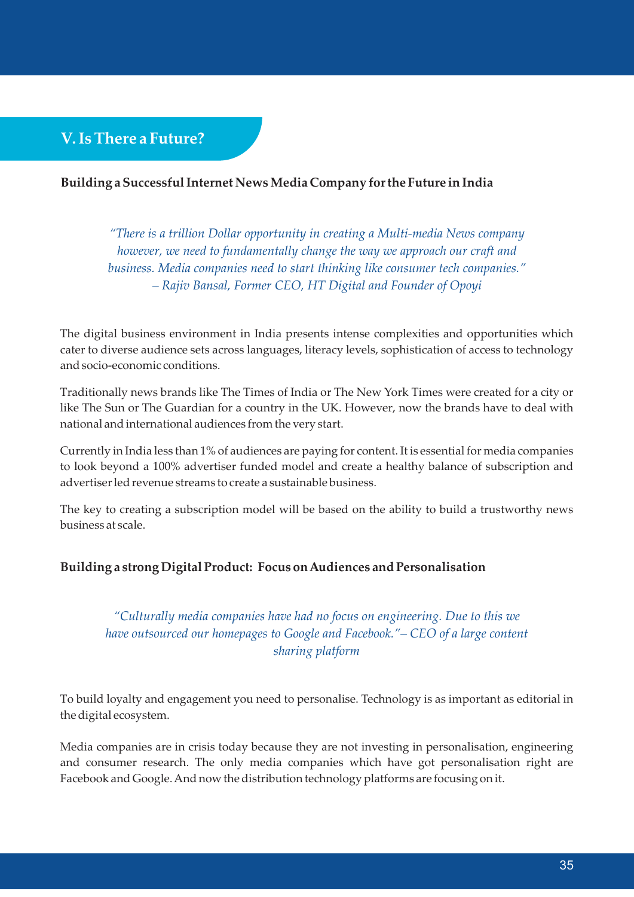## V. Is There a Future?

### Building a Successful Internet News Media Company for the Future in India

> *"There is a trillion Dollar opportunity in creating a Multi-media News company however, we need to fundamentally change the way we approach our craft and business. Media companies need to start thinking like consumer tech companies." – Rajiv Bansal, Former CEO, HT Digital and Founder of Opoyi*

The digital business environment in India presents intense complexities and opportunities which cater to diverse audience sets across languages, literacy levels, sophistication of access to technology and socio-economic conditions.

Traditionally news brands like The Times of India or The New York Times were created for a city or like The Sun or The Guardian for a country in the UK. However, now the brands have to deal with national and international audiences from the very start.

Currently in India less than 1% of audiences are paying for content. It is essential for media companies to look beyond a 100% advertiser funded model and create a healthy balance of subscription and advertiser led revenue streams to create a sustainable business.

The key to creating a subscription model will be based on the ability to build a trustworthy news business at scale.

### Building a strong Digital Product: Focus on Audiences and Personalisation

> *"Culturally media companies have had no focus on engineering. Due to this we have outsourced our homepages to Google and Facebook."– CEO of a large content sharing platform*

To build loyalty and engagement you need to personalise. Technology is as important as editorial in the digital ecosystem.

Media companies are in crisis today because they are not investing in personalisation, engineering and consumer research. The only media companies which have got personalisation right are Facebook and Google. And now the distribution technology platforms are focusing on it.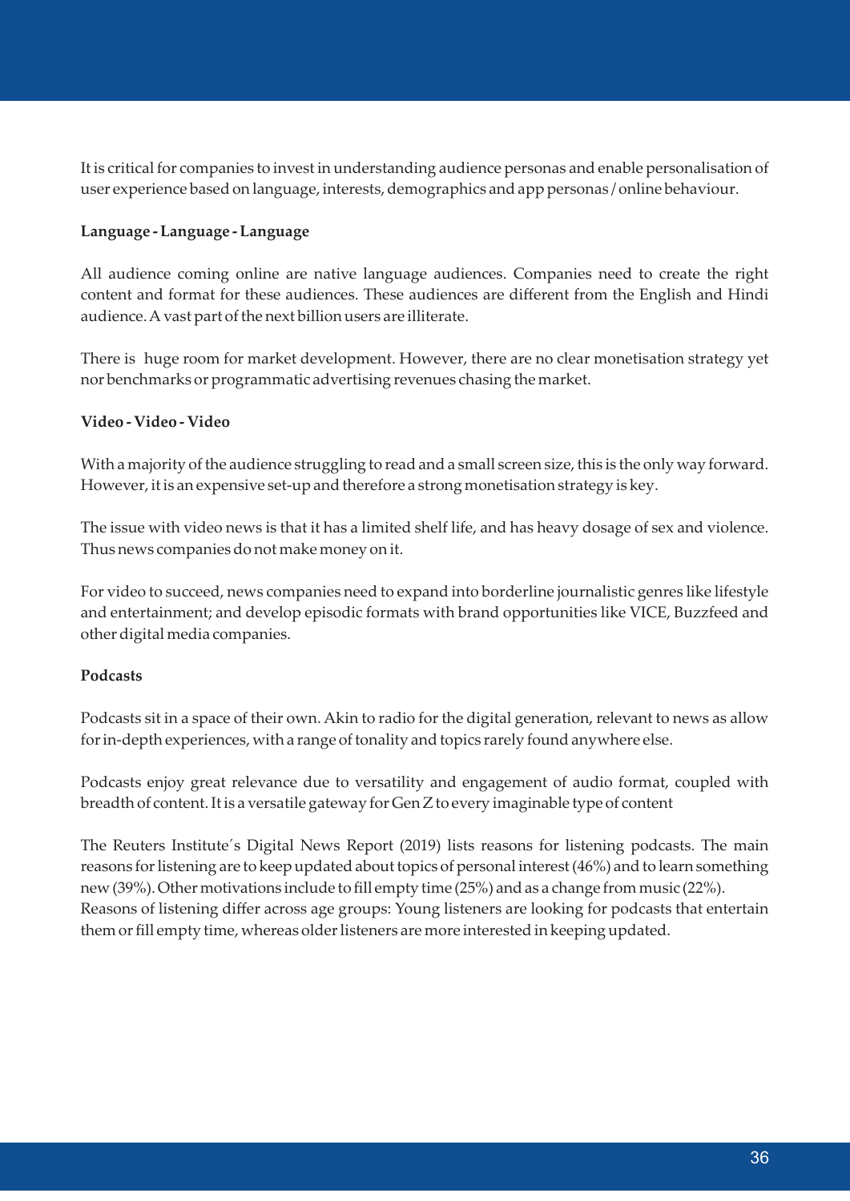It is critical for companies to invest in understanding audience personas and enable personalisation of user experience based on language, interests, demographics and app personas / online behaviour.

**Language - Language - Language**

All audience coming online are native language audiences. Companies need to create the right content and format for these audiences. These audiences are different from the English and Hindi audience. A vast part of the next billion users are illiterate.

There is huge room for market development. However, there are no clear monetisation strategy yet nor benchmarks or programmatic advertising revenues chasing the market.

**Video - Video - Video**

With a majority of the audience struggling to read and a small screen size, this is the only way forward. However, it is an expensive set-up and therefore a strong monetisation strategy is key.

The issue with video news is that it has a limited shelf life, and has heavy dosage of sex and violence. Thus news companies do not make money on it.

For video to succeed, news companies need to expand into borderline journalistic genres like lifestyle and entertainment; and develop episodic formats with brand opportunities like VICE, Buzzfeed and other digital media companies.

**Podcasts**

Podcasts sit in a space of their own. Akin to radio for the digital generation, relevant to news as allow for in-depth experiences, with a range of tonality and topics rarely found anywhere else.

Podcasts enjoy great relevance due to versatility and engagement of audio format, coupled with breadth of content. It is a versatile gateway for Gen Z to every imaginable type of content

The Reuters Institute´s Digital News Report (2019) lists reasons for listening podcasts. The main reasons for listening are to keep updated about topics of personal interest (46%) and to learn something new (39%). Other motivations include to fill empty time (25%) and as a change from music (22%).
Reasons of listening differ across age groups: Young listeners are looking for podcasts that entertain them or fill empty time, whereas older listeners are more interested in keeping updated.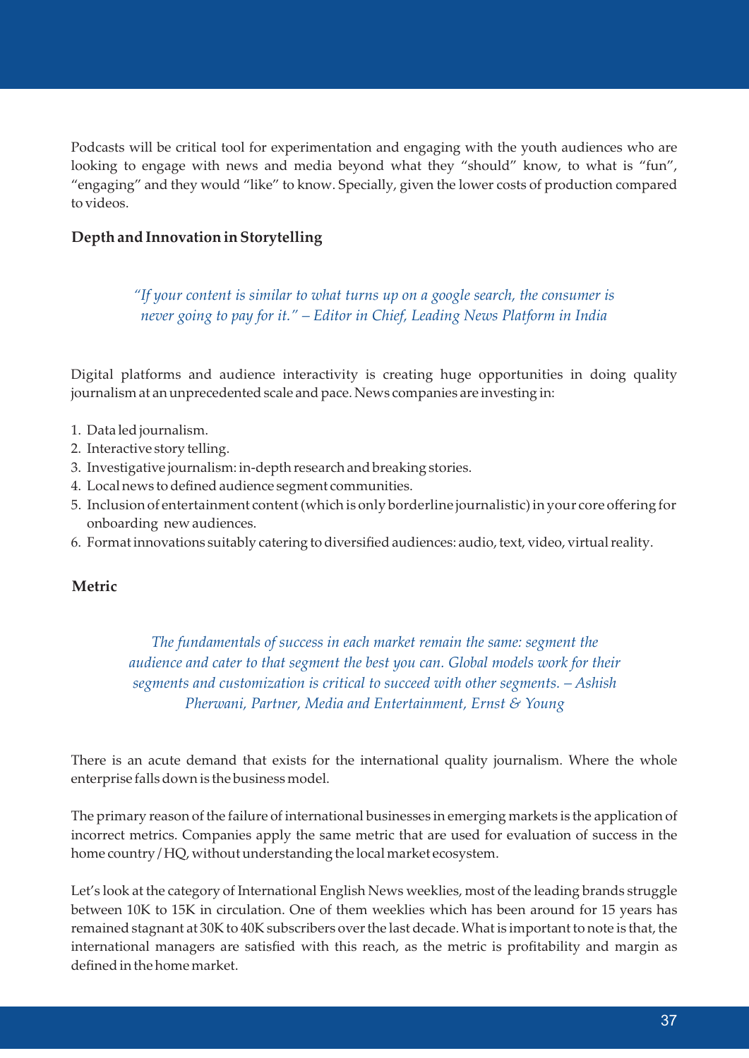Podcasts will be critical tool for experimentation and engaging with the youth audiences who are looking to engage with news and media beyond what they "should" know, to what is "fun", "engaging" and they would "like" to know. Specially, given the lower costs of production compared to videos.

### Depth and Innovation in Storytelling

> *"If your content is similar to what turns up on a google search, the consumer is never going to pay for it." – Editor in Chief, Leading News Platform in India*

Digital platforms and audience interactivity is creating huge opportunities in doing quality journalism at an unprecedented scale and pace. News companies are investing in:

1. Data led journalism.
2. Interactive story telling.
3. Investigative journalism: in-depth research and breaking stories.
4. Local news to defined audience segment communities.
5. Inclusion of entertainment content (which is only borderline journalistic) in your core offering for onboarding new audiences.
6. Format innovations suitably catering to diversified audiences: audio, text, video, virtual reality.

### Metric

> *The fundamentals of success in each market remain the same: segment the audience and cater to that segment the best you can. Global models work for their segments and customization is critical to succeed with other segments. – Ashish Pherwani, Partner, Media and Entertainment, Ernst & Young*

There is an acute demand that exists for the international quality journalism. Where the whole enterprise falls down is the business model.

The primary reason of the failure of international businesses in emerging markets is the application of incorrect metrics. Companies apply the same metric that are used for evaluation of success in the home country / HQ, without understanding the local market ecosystem.

Let's look at the category of International English News weeklies, most of the leading brands struggle between 10K to 15K in circulation. One of them weeklies which has been around for 15 years has remained stagnant at 30K to 40K subscribers over the last decade. What is important to note is that, the international managers are satisfied with this reach, as the metric is profitability and margin as defined in the home market.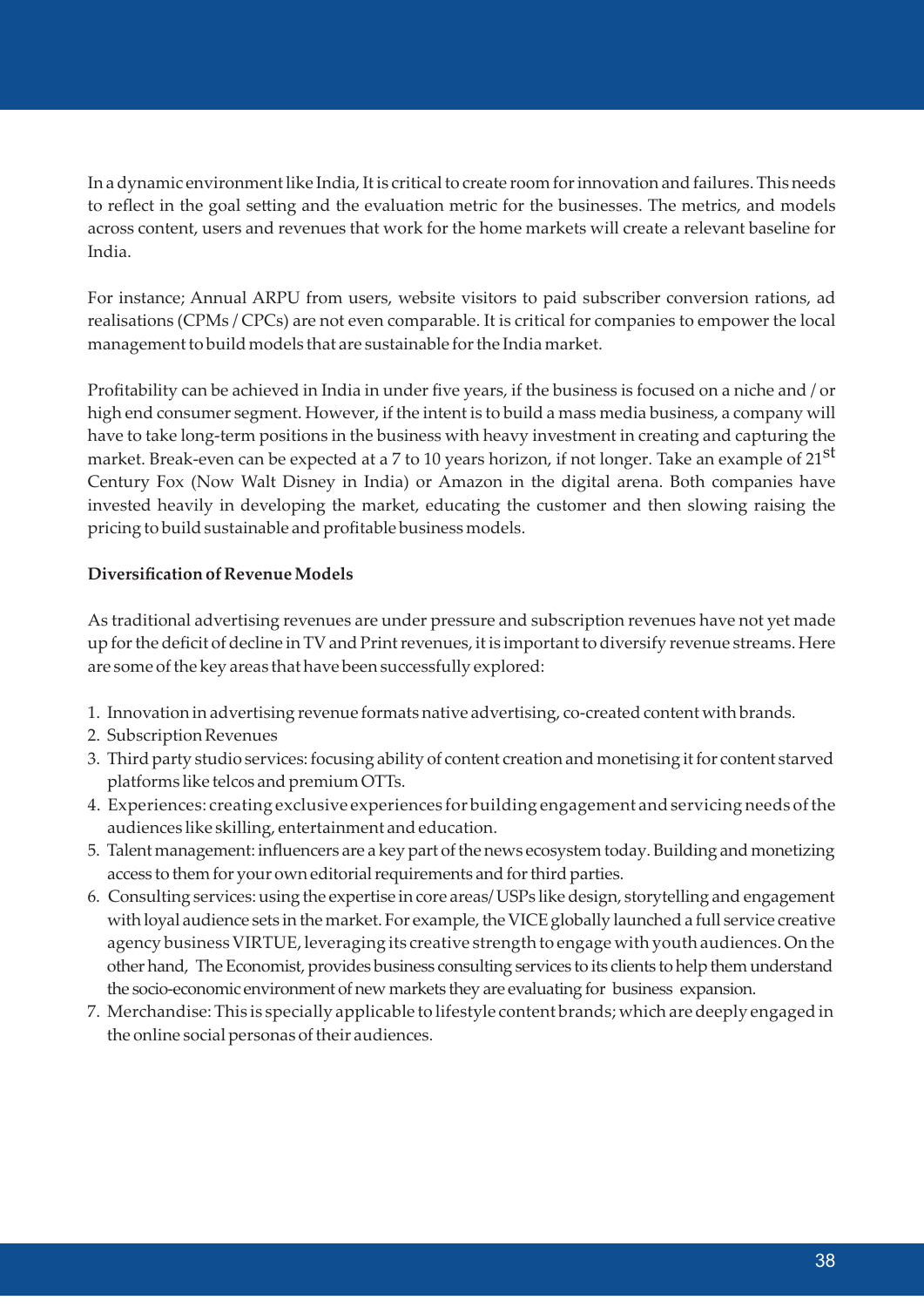In a dynamic environment like India, It is critical to create room for innovation and failures. This needs to reflect in the goal setting and the evaluation metric for the businesses. The metrics, and models across content, users and revenues that work for the home markets will create a relevant baseline for India.

For instance; Annual ARPU from users, website visitors to paid subscriber conversion rations, ad realisations (CPMs / CPCs) are not even comparable. It is critical for companies to empower the local management to build models that are sustainable for the India market.

Profitability can be achieved in India in under five years, if the business is focused on a niche and / or high end consumer segment. However, if the intent is to build a mass media business, a company will have to take long-term positions in the business with heavy investment in creating and capturing the market. Break-even can be expected at a 7 to 10 years horizon, if not longer. Take an example of 21st Century Fox (Now Walt Disney in India) or Amazon in the digital arena. Both companies have invested heavily in developing the market, educating the customer and then slowing raising the pricing to build sustainable and profitable business models.

**Diversification of Revenue Models**

As traditional advertising revenues are under pressure and subscription revenues have not yet made up for the deficit of decline in TV and Print revenues, it is important to diversify revenue streams. Here are some of the key areas that have been successfully explored:

1. Innovation in advertising revenue formats native advertising, co-created content with brands.
2. Subscription Revenues
3. Third party studio services: focusing ability of content creation and monetising it for content starved platforms like telcos and premium OTTs.
4. Experiences: creating exclusive experiences for building engagement and servicing needs of the audiences like skilling, entertainment and education.
5. Talent management: influencers are a key part of the news ecosystem today. Building and monetizing access to them for your own editorial requirements and for third parties.
6. Consulting services: using the expertise in core areas/ USPs like design, storytelling and engagement with loyal audience sets in the market. For example, the VICE globally launched a full service creative agency business VIRTUE, leveraging its creative strength to engage with youth audiences. On the other hand, The Economist, provides business consulting services to its clients to help them understand the socio-economic environment of new markets they are evaluating for business expansion.
7. Merchandise: This is specially applicable to lifestyle content brands; which are deeply engaged in the online social personas of their audiences.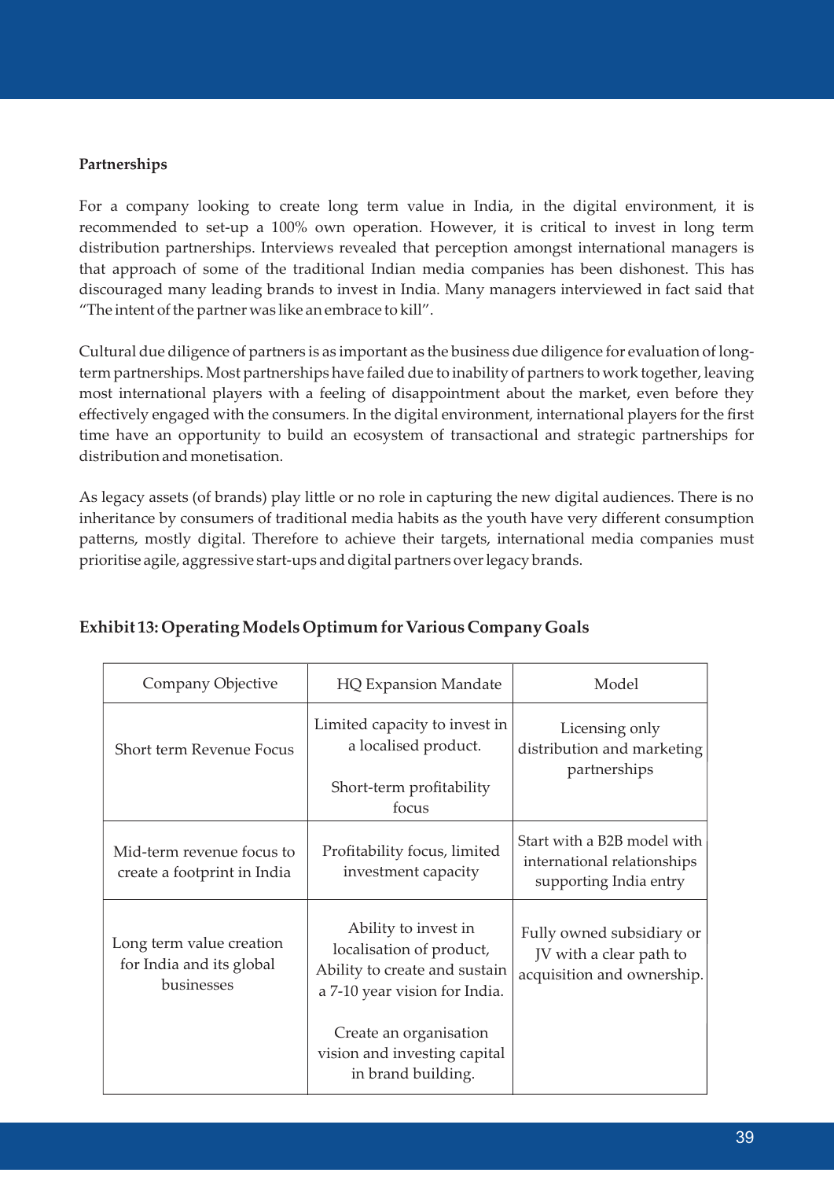**Partnerships**

For a company looking to create long term value in India, in the digital environment, it is recommended to set-up a 100% own operation. However, it is critical to invest in long term distribution partnerships. Interviews revealed that perception amongst international managers is that approach of some of the traditional Indian media companies has been dishonest. This has discouraged many leading brands to invest in India. Many managers interviewed in fact said that "The intent of the partner was like an embrace to kill".

Cultural due diligence of partners is as important as the business due diligence for evaluation of long-term partnerships. Most partnerships have failed due to inability of partners to work together, leaving most international players with a feeling of disappointment about the market, even before they effectively engaged with the consumers. In the digital environment, international players for the first time have an opportunity to build an ecosystem of transactional and strategic partnerships for distribution and monetisation.

As legacy assets (of brands) play little or no role in capturing the new digital audiences. There is no inheritance by consumers of traditional media habits as the youth have very different consumption patterns, mostly digital. Therefore to achieve their targets, international media companies must prioritise agile, aggressive start-ups and digital partners over legacy brands.

**Exhibit 13: Operating Models Optimum for Various Company Goals**

| Company Objective | HQ Expansion Mandate | Model |
|---|---|---|
| Short term Revenue Focus | Limited capacity to invest in a localised product.<br><br>Short-term profitability focus | Licensing only distribution and marketing partnerships |
| Mid-term revenue focus to create a footprint in India | Profitability focus, limited investment capacity | Start with a B2B model with international relationships supporting India entry |
| Long term value creation for India and its global businesses | Ability to invest in localisation of product, Ability to create and sustain a 7-10 year vision for India.<br><br>Create an organisation vision and investing capital in brand building. | Fully owned subsidiary or JV with a clear path to acquisition and ownership. |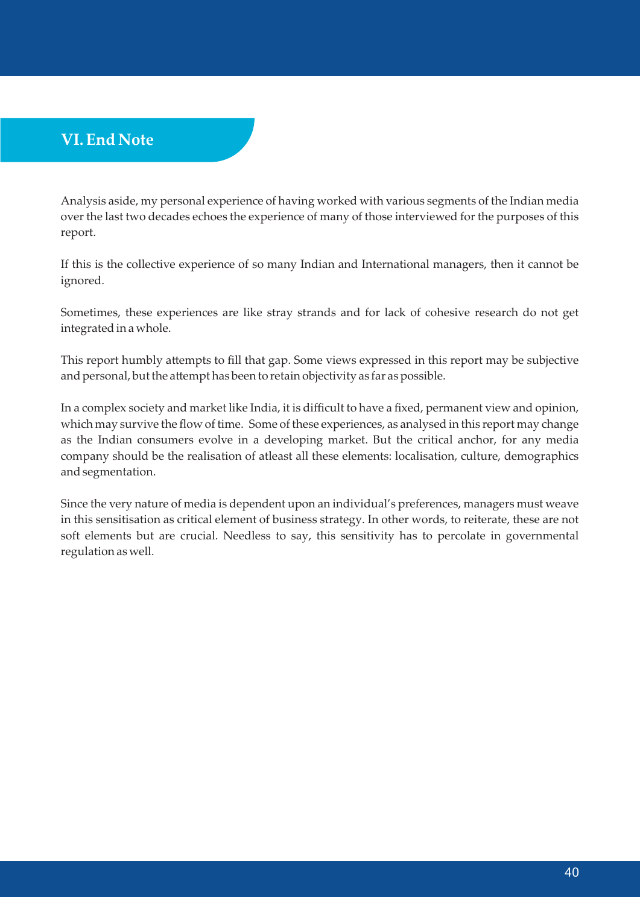## VI. End Note

Analysis aside, my personal experience of having worked with various segments of the Indian media over the last two decades echoes the experience of many of those interviewed for the purposes of this report.

If this is the collective experience of so many Indian and International managers, then it cannot be ignored.

Sometimes, these experiences are like stray strands and for lack of cohesive research do not get integrated in a whole.

This report humbly attempts to fill that gap. Some views expressed in this report may be subjective and personal, but the attempt has been to retain objectivity as far as possible.

In a complex society and market like India, it is difficult to have a fixed, permanent view and opinion, which may survive the flow of time. Some of these experiences, as analysed in this report may change as the Indian consumers evolve in a developing market. But the critical anchor, for any media company should be the realisation of atleast all these elements: localisation, culture, demographics and segmentation.

Since the very nature of media is dependent upon an individual's preferences, managers must weave in this sensitisation as critical element of business strategy. In other words, to reiterate, these are not soft elements but are crucial. Needless to say, this sensitivity has to percolate in governmental regulation as well.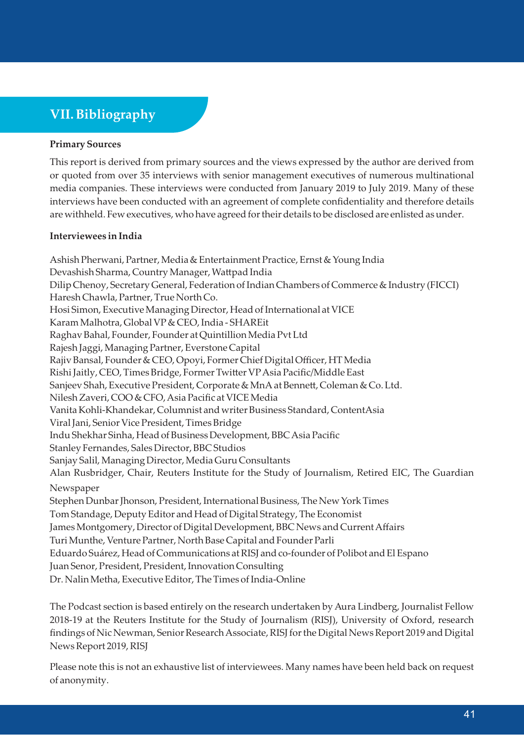# VII. Bibliography

**Primary Sources**

This report is derived from primary sources and the views expressed by the author are derived from or quoted from over 35 interviews with senior management executives of numerous multinational media companies. These interviews were conducted from January 2019 to July 2019. Many of these interviews have been conducted with an agreement of complete confidentiality and therefore details are withheld. Few executives, who have agreed for their details to be disclosed are enlisted as under.

**Interviewees in India**

Ashish Pherwani, Partner, Media & Entertainment Practice, Ernst & Young India
Devashish Sharma, Country Manager, Wattpad India
Dilip Chenoy, Secretary General, Federation of Indian Chambers of Commerce & Industry (FICCI)
Haresh Chawla, Partner, True North Co.
Hosi Simon, Executive Managing Director, Head of International at VICE
Karam Malhotra, Global VP & CEO, India - SHAREit
Raghav Bahal, Founder, Founder at Quintillion Media Pvt Ltd
Rajesh Jaggi, Managing Partner, Everstone Capital
Rajiv Bansal, Founder & CEO, Opoyi, Former Chief Digital Officer, HT Media
Rishi Jaitly, CEO, Times Bridge, Former Twitter VP Asia Pacific/Middle East
Sanjeev Shah, Executive President, Corporate & MnA at Bennett, Coleman & Co. Ltd.
Nilesh Zaveri, COO & CFO, Asia Pacific at VICE Media
Vanita Kohli-Khandekar, Columnist and writer Business Standard, ContentAsia
Viral Jani, Senior Vice President, Times Bridge
Indu Shekhar Sinha, Head of Business Development, BBC Asia Pacific
Stanley Fernandes, Sales Director, BBC Studios
Sanjay Salil, Managing Director, Media Guru Consultants
Alan Rusbridger, Chair, Reuters Institute for the Study of Journalism, Retired EIC, The Guardian Newspaper
Stephen Dunbar Jhonson, President, International Business, The New York Times
Tom Standage, Deputy Editor and Head of Digital Strategy, The Economist
James Montgomery, Director of Digital Development, BBC News and Current Affairs
Turi Munthe, Venture Partner, North Base Capital and Founder Parli
Eduardo Suárez, Head of Communications at RISJ and co-founder of Polibot and El Espano
Juan Senor, President, President, Innovation Consulting
Dr. Nalin Metha, Executive Editor, The Times of India-Online

The Podcast section is based entirely on the research undertaken by Aura Lindberg, Journalist Fellow 2018-19 at the Reuters Institute for the Study of Journalism (RISJ), University of Oxford, research findings of Nic Newman, Senior Research Associate, RISJ for the Digital News Report 2019 and Digital News Report 2019, RISJ

Please note this is not an exhaustive list of interviewees. Many names have been held back on request of anonymity.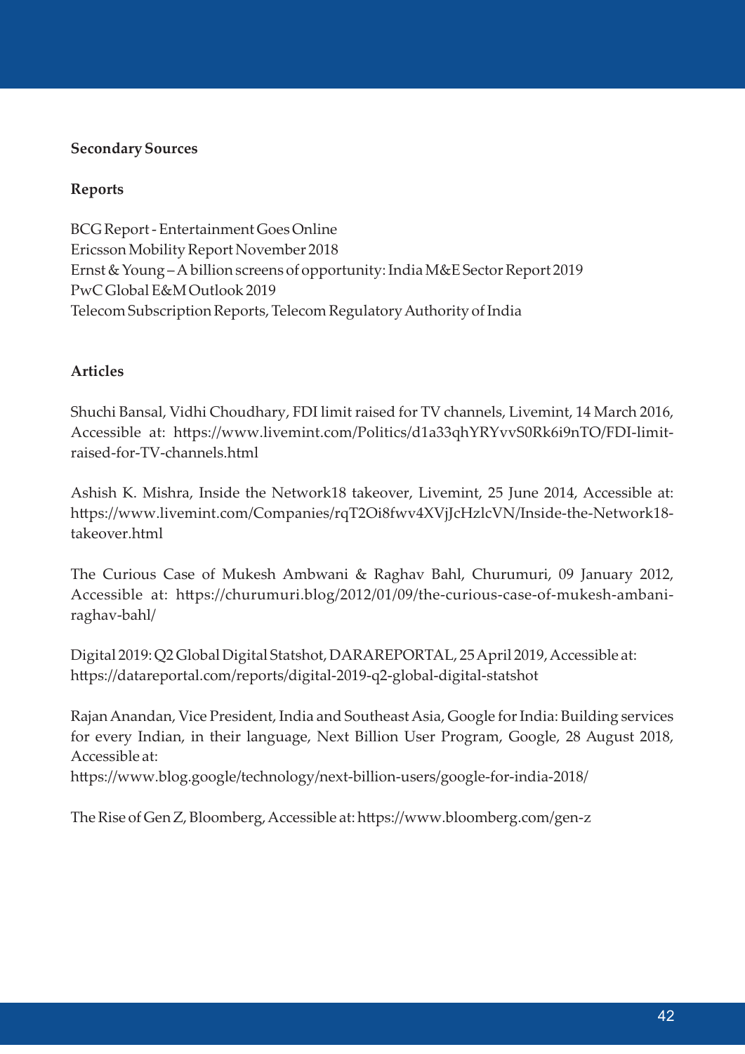**Secondary Sources**

**Reports**

BCG Report - Entertainment Goes Online
Ericsson Mobility Report November 2018
Ernst & Young – A billion screens of opportunity: India M&E Sector Report 2019
PwC Global E&M Outlook 2019
Telecom Subscription Reports, Telecom Regulatory Authority of India

**Articles**

Shuchi Bansal, Vidhi Choudhary, FDI limit raised for TV channels, Livemint, 14 March 2016, Accessible at: https://www.livemint.com/Politics/d1a33qhYRYvvS0Rk6i9nTO/FDI-limit-raised-for-TV-channels.html

Ashish K. Mishra, Inside the Network18 takeover, Livemint, 25 June 2014, Accessible at: https://www.livemint.com/Companies/rqT2Oi8fwv4XVjJcHzlcVN/Inside-the-Network18-takeover.html

The Curious Case of Mukesh Ambwani & Raghav Bahl, Churumuri, 09 January 2012, Accessible at: https://churumuri.blog/2012/01/09/the-curious-case-of-mukesh-ambani-raghav-bahl/

Digital 2019: Q2 Global Digital Statshot, DARAREPORTAL, 25 April 2019, Accessible at: https://datareportal.com/reports/digital-2019-q2-global-digital-statshot

Rajan Anandan, Vice President, India and Southeast Asia, Google for India: Building services for every Indian, in their language, Next Billion User Program, Google, 28 August 2018, Accessible at:
https://www.blog.google/technology/next-billion-users/google-for-india-2018/

The Rise of Gen Z, Bloomberg, Accessible at: https://www.bloomberg.com/gen-z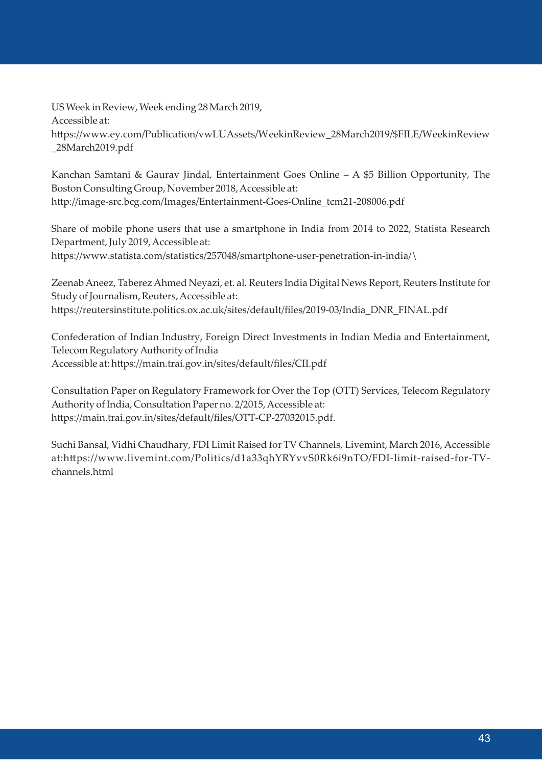US Week in Review, Week ending 28 March 2019,
Accessible at:
https://www.ey.com/Publication/vwLUAssets/WeekinReview_28March2019/$FILE/WeekinReview_28March2019.pdf

Kanchan Samtani & Gaurav Jindal, Entertainment Goes Online – A $5 Billion Opportunity, The Boston Consulting Group, November 2018, Accessible at:
http://image-src.bcg.com/Images/Entertainment-Goes-Online_tcm21-208006.pdf

Share of mobile phone users that use a smartphone in India from 2014 to 2022, Statista Research Department, July 2019, Accessible at:
https://www.statista.com/statistics/257048/smartphone-user-penetration-in-india/\

Zeenab Aneez, Taberez Ahmed Neyazi, et. al. Reuters India Digital News Report, Reuters Institute for Study of Journalism, Reuters, Accessible at:
https://reutersinstitute.politics.ox.ac.uk/sites/default/files/2019-03/India_DNR_FINAL.pdf

Confederation of Indian Industry, Foreign Direct Investments in Indian Media and Entertainment, Telecom Regulatory Authority of India
Accessible at: https://main.trai.gov.in/sites/default/files/CII.pdf

Consultation Paper on Regulatory Framework for Over the Top (OTT) Services, Telecom Regulatory Authority of India, Consultation Paper no. 2/2015, Accessible at:
https://main.trai.gov.in/sites/default/files/OTT-CP-27032015.pdf.

Suchi Bansal, Vidhi Chaudhary, FDI Limit Raised for TV Channels, Livemint, March 2016, Accessible at:https://www.livemint.com/Politics/d1a33qhYRYvvS0Rk6i9nTO/FDI-limit-raised-for-TV-channels.html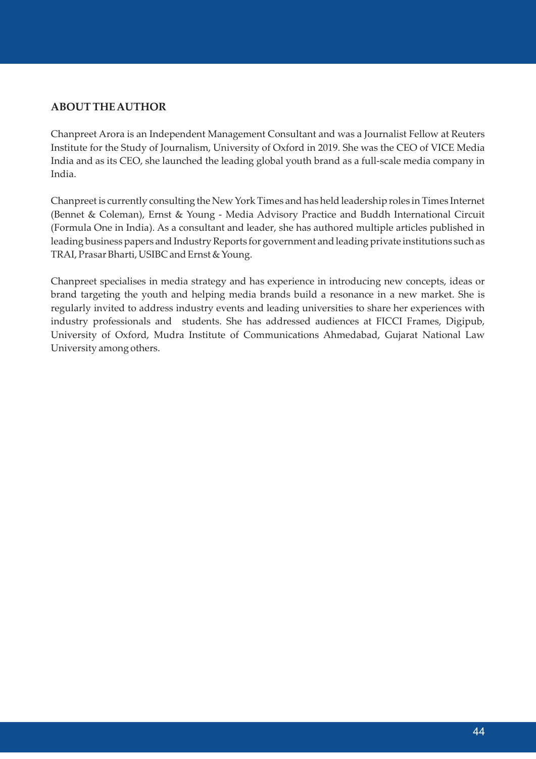## ABOUT THE AUTHOR

Chanpreet Arora is an Independent Management Consultant and was a Journalist Fellow at Reuters Institute for the Study of Journalism, University of Oxford in 2019. She was the CEO of VICE Media India and as its CEO, she launched the leading global youth brand as a full-scale media company in India.

Chanpreet is currently consulting the New York Times and has held leadership roles in Times Internet (Bennet & Coleman), Ernst & Young - Media Advisory Practice and Buddh International Circuit (Formula One in India). As a consultant and leader, she has authored multiple articles published in leading business papers and Industry Reports for government and leading private institutions such as TRAI, Prasar Bharti, USIBC and Ernst & Young.

Chanpreet specialises in media strategy and has experience in introducing new concepts, ideas or brand targeting the youth and helping media brands build a resonance in a new market. She is regularly invited to address industry events and leading universities to share her experiences with industry professionals and students. She has addressed audiences at FICCI Frames, Digipub, University of Oxford, Mudra Institute of Communications Ahmedabad, Gujarat National Law University among others.